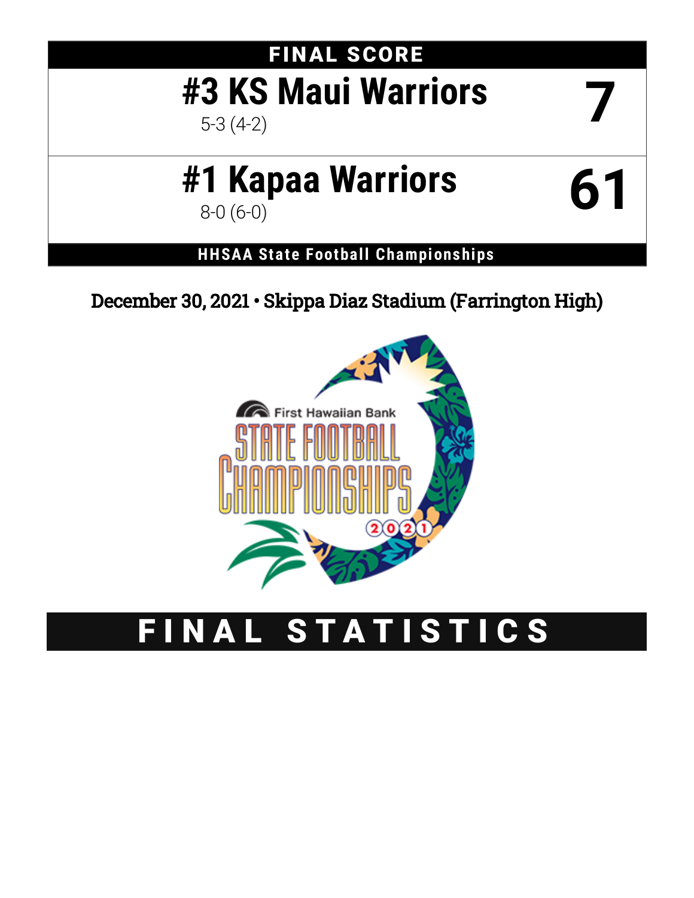## FINAL SCORE

| Team | Score |
|---|---|
| **#3 KS Maui Warriors** 5-3 (4-2) | **7** |
| **#1 Kapaa Warriors** 8-0 (6-0) | **61** |

**HHSAA State Football Championships**

December 30, 2021 • Skippa Diaz Stadium (Farrington High)

# FINAL STATISTICS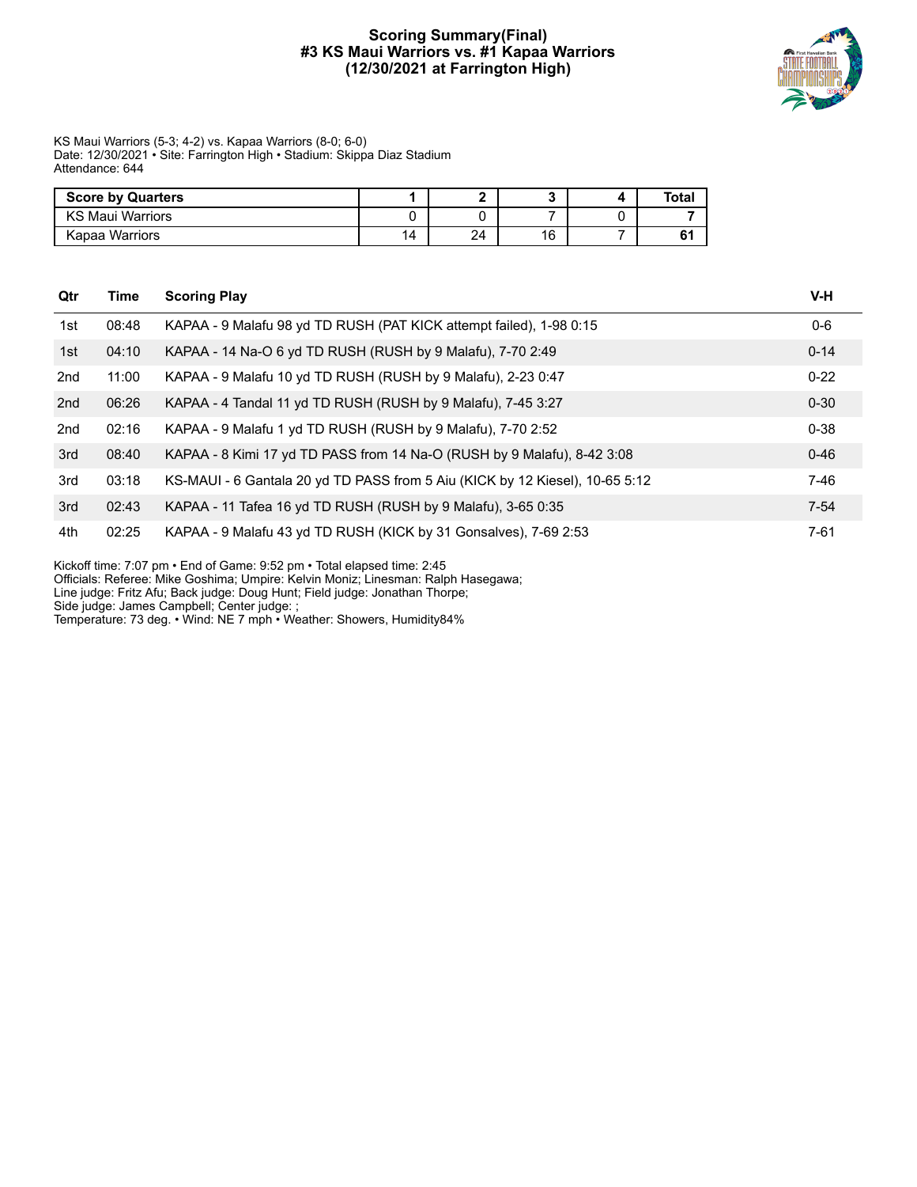# Scoring Summary(Final)
## #3 KS Maui Warriors vs. #1 Kapaa Warriors
## (12/30/2021 at Farrington High)

KS Maui Warriors (5-3; 4-2) vs. Kapaa Warriors (8-0; 6-0)
Date: 12/30/2021 • Site: Farrington High • Stadium: Skippa Diaz Stadium
Attendance: 644

| Score by Quarters | 1 | 2 | 3 | 4 | Total |
|---|---|---|---|---|---|
| KS Maui Warriors | 0 | 0 | 7 | 0 | 7 |
| Kapaa Warriors | 14 | 24 | 16 | 7 | 61 |

| Qtr | Time | Scoring Play | V-H |
|---|---|---|---|
| 1st | 08:48 | KAPAA - 9 Malafu 98 yd TD RUSH (PAT KICK attempt failed), 1-98 0:15 | 0-6 |
| 1st | 04:10 | KAPAA - 14 Na-O 6 yd TD RUSH (RUSH by 9 Malafu), 7-70 2:49 | 0-14 |
| 2nd | 11:00 | KAPAA - 9 Malafu 10 yd TD RUSH (RUSH by 9 Malafu), 2-23 0:47 | 0-22 |
| 2nd | 06:26 | KAPAA - 4 Tandal 11 yd TD RUSH (RUSH by 9 Malafu), 7-45 3:27 | 0-30 |
| 2nd | 02:16 | KAPAA - 9 Malafu 1 yd TD RUSH (RUSH by 9 Malafu), 7-70 2:52 | 0-38 |
| 3rd | 08:40 | KAPAA - 8 Kimi 17 yd TD PASS from 14 Na-O (RUSH by 9 Malafu), 8-42 3:08 | 0-46 |
| 3rd | 03:18 | KS-MAUI - 6 Gantala 20 yd TD PASS from 5 Aiu (KICK by 12 Kiesel), 10-65 5:12 | 7-46 |
| 3rd | 02:43 | KAPAA - 11 Tafea 16 yd TD RUSH (RUSH by 9 Malafu), 3-65 0:35 | 7-54 |
| 4th | 02:25 | KAPAA - 9 Malafu 43 yd TD RUSH (KICK by 31 Gonsalves), 7-69 2:53 | 7-61 |

Kickoff time: 7:07 pm • End of Game: 9:52 pm • Total elapsed time: 2:45
Officials: Referee: Mike Goshima; Umpire: Kelvin Moniz; Linesman: Ralph Hasegawa;
Line judge: Fritz Afu; Back judge: Doug Hunt; Field judge: Jonathan Thorpe;
Side judge: James Campbell; Center judge: ;
Temperature: 73 deg. • Wind: NE 7 mph • Weather: Showers, Humidity84%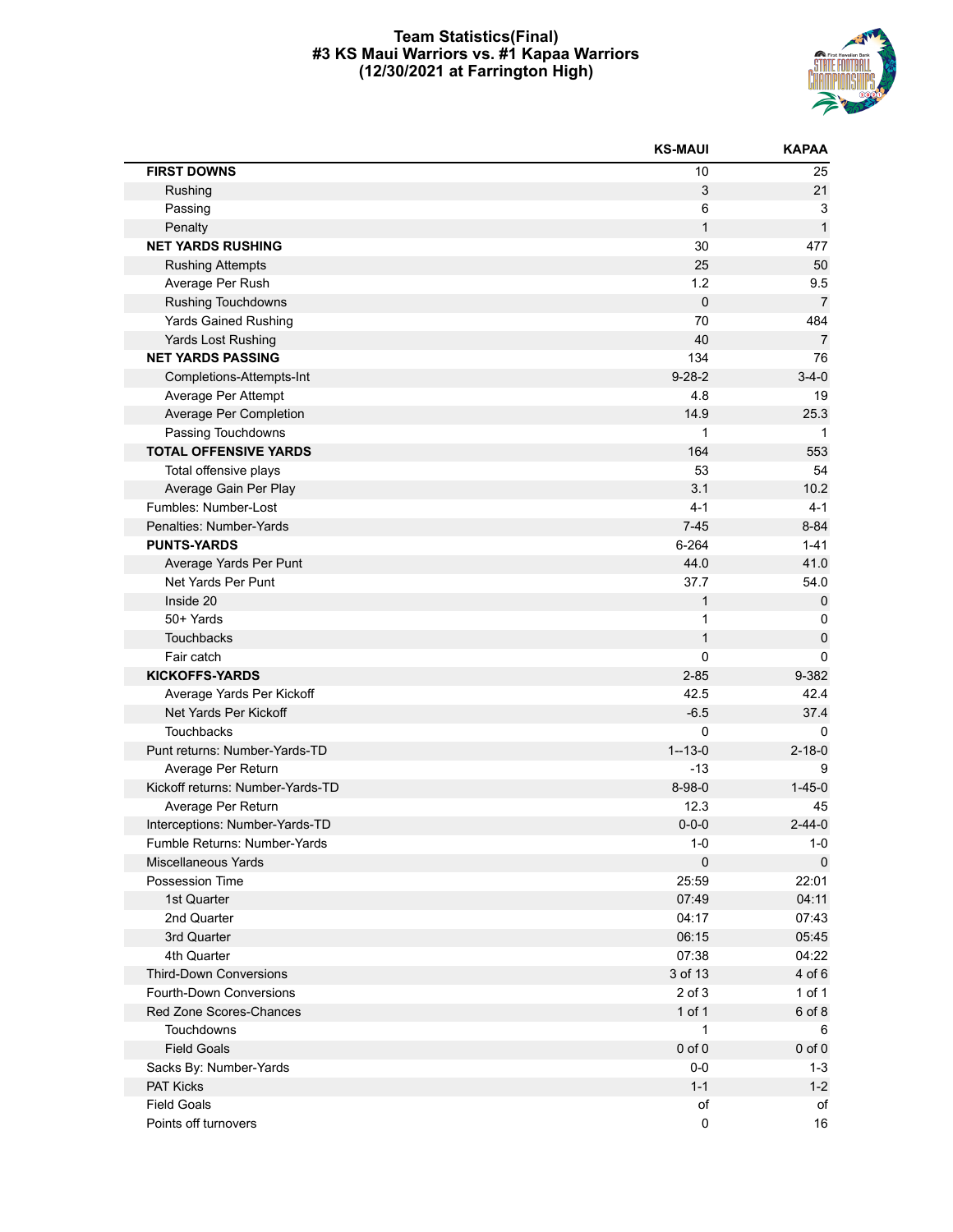# Team Statistics(Final)
## #3 KS Maui Warriors vs. #1 Kapaa Warriors
### (12/30/2021 at Farrington High)

| | KS-MAUI | KAPAA |
|---|---|---|
| **FIRST DOWNS** | 10 | 25 |
| Rushing | 3 | 21 |
| Passing | 6 | 3 |
| Penalty | 1 | 1 |
| **NET YARDS RUSHING** | 30 | 477 |
| Rushing Attempts | 25 | 50 |
| Average Per Rush | 1.2 | 9.5 |
| Rushing Touchdowns | 0 | 7 |
| Yards Gained Rushing | 70 | 484 |
| Yards Lost Rushing | 40 | 7 |
| **NET YARDS PASSING** | 134 | 76 |
| Completions-Attempts-Int | 9-28-2 | 3-4-0 |
| Average Per Attempt | 4.8 | 19 |
| Average Per Completion | 14.9 | 25.3 |
| Passing Touchdowns | 1 | 1 |
| **TOTAL OFFENSIVE YARDS** | 164 | 553 |
| Total offensive plays | 53 | 54 |
| Average Gain Per Play | 3.1 | 10.2 |
| Fumbles: Number-Lost | 4-1 | 4-1 |
| Penalties: Number-Yards | 7-45 | 8-84 |
| **PUNTS-YARDS** | 6-264 | 1-41 |
| Average Yards Per Punt | 44.0 | 41.0 |
| Net Yards Per Punt | 37.7 | 54.0 |
| Inside 20 | 1 | 0 |
| 50+ Yards | 1 | 0 |
| Touchbacks | 1 | 0 |
| Fair catch | 0 | 0 |
| **KICKOFFS-YARDS** | 2-85 | 9-382 |
| Average Yards Per Kickoff | 42.5 | 42.4 |
| Net Yards Per Kickoff | -6.5 | 37.4 |
| Touchbacks | 0 | 0 |
| Punt returns: Number-Yards-TD | 1--13-0 | 2-18-0 |
| Average Per Return | -13 | 9 |
| Kickoff returns: Number-Yards-TD | 8-98-0 | 1-45-0 |
| Average Per Return | 12.3 | 45 |
| Interceptions: Number-Yards-TD | 0-0-0 | 2-44-0 |
| Fumble Returns: Number-Yards | 1-0 | 1-0 |
| Miscellaneous Yards | 0 | 0 |
| Possession Time | 25:59 | 22:01 |
| 1st Quarter | 07:49 | 04:11 |
| 2nd Quarter | 04:17 | 07:43 |
| 3rd Quarter | 06:15 | 05:45 |
| 4th Quarter | 07:38 | 04:22 |
| Third-Down Conversions | 3 of 13 | 4 of 6 |
| Fourth-Down Conversions | 2 of 3 | 1 of 1 |
| Red Zone Scores-Chances | 1 of 1 | 6 of 8 |
| Touchdowns | 1 | 6 |
| Field Goals | 0 of 0 | 0 of 0 |
| Sacks By: Number-Yards | 0-0 | 1-3 |
| PAT Kicks | 1-1 | 1-2 |
| Field Goals | of | of |
| Points off turnovers | 0 | 16 |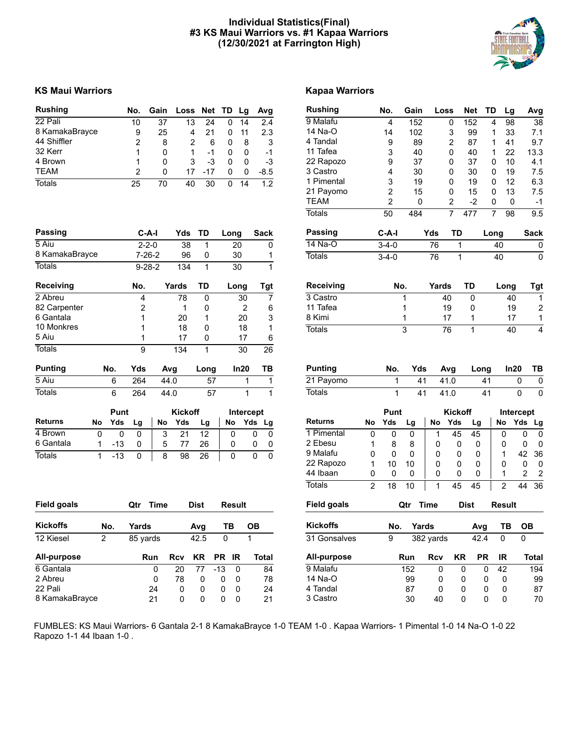# Individual Statistics(Final)
# #3 KS Maui Warriors vs. #1 Kapaa Warriors
# (12/30/2021 at Farrington High)

## KS Maui Warriors

| Rushing | No. | Gain | Loss | Net | TD | Lg | Avg |
|---|---|---|---|---|---|---|---|
| 22 Pali | 10 | 37 | 13 | 24 | 0 | 14 | 2.4 |
| 8 KamakaBrayce | 9 | 25 | 4 | 21 | 0 | 11 | 2.3 |
| 44 Shiffler | 2 | 8 | 2 | 6 | 0 | 8 | 3 |
| 32 Kerr | 1 | 0 | 1 | -1 | 0 | 0 | -1 |
| 4 Brown | 1 | 0 | 3 | -3 | 0 | 0 | -3 |
| TEAM | 2 | 0 | 17 | -17 | 0 | 0 | -8.5 |
| Totals | 25 | 70 | 40 | 30 | 0 | 14 | 1.2 |

| Passing | C-A-I | Yds | TD | Long | Sack |
|---|---|---|---|---|---|
| 5 Aiu | 2-2-0 | 38 | 1 | 20 | 0 |
| 8 KamakaBrayce | 7-26-2 | 96 | 0 | 30 | 1 |
| Totals | 9-28-2 | 134 | 1 | 30 | 1 |

| Receiving | No. | Yards | TD | Long | Tgt |
|---|---|---|---|---|---|
| 2 Abreu | 4 | 78 | 0 | 30 | 7 |
| 82 Carpenter | 2 | 1 | 0 | 2 | 6 |
| 6 Gantala | 1 | 20 | 1 | 20 | 3 |
| 10 Monkres | 1 | 18 | 0 | 18 | 1 |
| 5 Aiu | 1 | 17 | 0 | 17 | 6 |
| Totals | 9 | 134 | 1 | 30 | 26 |

| Punting | No. | Yds | Avg | Long | In20 | TB |
|---|---|---|---|---|---|---|
| 5 Aiu | 6 | 264 | 44.0 | 57 | 1 | 1 |
| Totals | 6 | 264 | 44.0 | 57 | 1 | 1 |

| | Punt | | | Kickoff | | | Intercept | | |
|---|---|---|---|---|---|---|---|---|---|
| Returns | No | Yds | Lg | No | Yds | Lg | No | Yds | Lg |
| 4 Brown | 0 | 0 | 0 | 3 | 21 | 12 | 0 | 0 | 0 |
| 6 Gantala | 1 | -13 | 0 | 5 | 77 | 26 | 0 | 0 | 0 |
| Totals | 1 | -13 | 0 | 8 | 98 | 26 | 0 | 0 | 0 |

| Field goals | Qtr | Time | Dist | Result |
|---|---|---|---|---|

| Kickoffs | No. | Yards | Avg | TB | OB |
|---|---|---|---|---|---|
| 12 Kiesel | 2 | 85 yards | 42.5 | 0 | 1 |

| All-purpose | Run | Rcv | KR | PR | IR | Total |
|---|---|---|---|---|---|---|
| 6 Gantala | 0 | 20 | 77 | -13 | 0 | 84 |
| 2 Abreu | 0 | 78 | 0 | 0 | 0 | 78 |
| 22 Pali | 24 | 0 | 0 | 0 | 0 | 24 |
| 8 KamakaBrayce | 21 | 0 | 0 | 0 | 0 | 21 |

## Kapaa Warriors

| Rushing | No. | Gain | Loss | Net | TD | Lg | Avg |
|---|---|---|---|---|---|---|---|
| 9 Malafu | 4 | 152 | 0 | 152 | 4 | 98 | 38 |
| 14 Na-O | 14 | 102 | 3 | 99 | 1 | 33 | 7.1 |
| 4 Tandal | 9 | 89 | 2 | 87 | 1 | 41 | 9.7 |
| 11 Tafea | 3 | 40 | 0 | 40 | 1 | 22 | 13.3 |
| 22 Rapozo | 9 | 37 | 0 | 37 | 0 | 10 | 4.1 |
| 3 Castro | 4 | 30 | 0 | 30 | 0 | 19 | 7.5 |
| 1 Pimental | 3 | 19 | 0 | 19 | 0 | 12 | 6.3 |
| 21 Payomo | 2 | 15 | 0 | 15 | 0 | 13 | 7.5 |
| TEAM | 2 | 0 | 2 | -2 | 0 | 0 | -1 |
| Totals | 50 | 484 | 7 | 477 | 7 | 98 | 9.5 |

| Passing | C-A-I | Yds | TD | Long | Sack |
|---|---|---|---|---|---|
| 14 Na-O | 3-4-0 | 76 | 1 | 40 | 0 |
| Totals | 3-4-0 | 76 | 1 | 40 | 0 |

| Receiving | No. | Yards | TD | Long | Tgt |
|---|---|---|---|---|---|
| 3 Castro | 1 | 40 | 0 | 40 | 1 |
| 11 Tafea | 1 | 19 | 0 | 19 | 2 |
| 8 Kimi | 1 | 17 | 1 | 17 | 1 |
| Totals | 3 | 76 | 1 | 40 | 4 |

| Punting | No. | Yds | Avg | Long | In20 | TB |
|---|---|---|---|---|---|---|
| 21 Payomo | 1 | 41 | 41.0 | 41 | 0 | 0 |
| Totals | 1 | 41 | 41.0 | 41 | 0 | 0 |

| | Punt | | | Kickoff | | | Intercept | | |
|---|---|---|---|---|---|---|---|---|---|
| Returns | No | Yds | Lg | No | Yds | Lg | No | Yds | Lg |
| 1 Pimental | 0 | 0 | 0 | 1 | 45 | 45 | 0 | 0 | 0 |
| 2 Ebesu | 1 | 8 | 8 | 0 | 0 | 0 | 0 | 0 | 0 |
| 9 Malafu | 0 | 0 | 0 | 0 | 0 | 0 | 1 | 42 | 36 |
| 22 Rapozo | 1 | 10 | 10 | 0 | 0 | 0 | 0 | 0 | 0 |
| 44 Ibaan | 0 | 0 | 0 | 0 | 0 | 0 | 1 | 2 | 2 |
| Totals | 2 | 18 | 10 | 1 | 45 | 45 | 2 | 44 | 36 |

| Field goals | Qtr | Time | Dist | Result |
|---|---|---|---|---|

| Kickoffs | No. | Yards | Avg | TB | OB |
|---|---|---|---|---|---|
| 31 Gonsalves | 9 | 382 yards | 42.4 | 0 | 0 |

| All-purpose | Run | Rcv | KR | PR | IR | Total |
|---|---|---|---|---|---|---|
| 9 Malafu | 152 | 0 | 0 | 0 | 42 | 194 |
| 14 Na-O | 99 | 0 | 0 | 0 | 0 | 99 |
| 4 Tandal | 87 | 0 | 0 | 0 | 0 | 87 |
| 3 Castro | 30 | 40 | 0 | 0 | 0 | 70 |

FUMBLES: KS Maui Warriors- 6 Gantala 2-1 8 KamakaBrayce 1-0 TEAM 1-0 . Kapaa Warriors- 1 Pimental 1-0 14 Na-O 1-0 22 Rapozo 1-1 44 Ibaan 1-0 .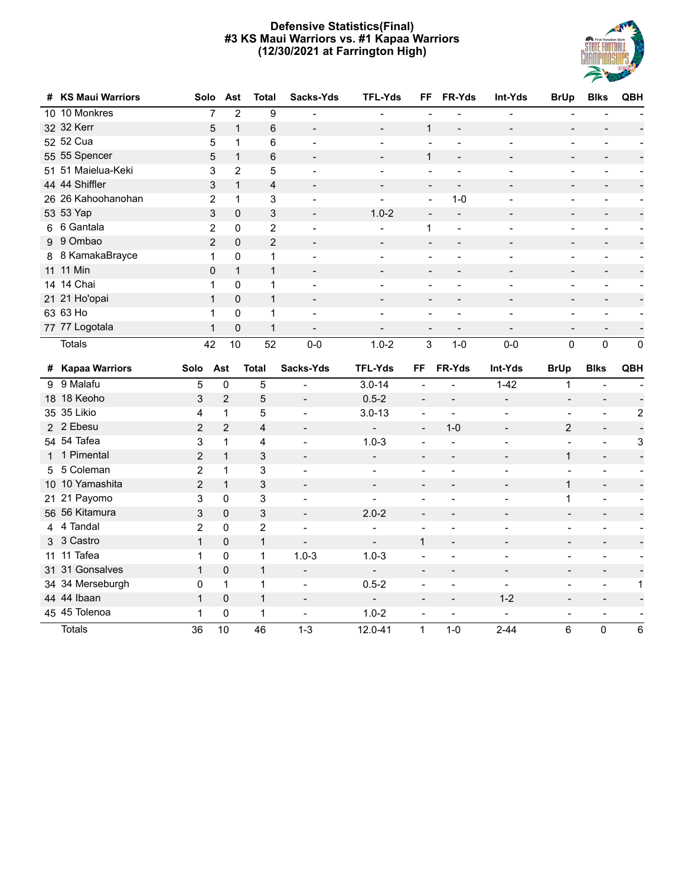**Defensive Statistics(Final)**
**#3 KS Maui Warriors vs. #1 Kapaa Warriors**
**(12/30/2021 at Farrington High)**

| # | KS Maui Warriors | Solo | Ast | Total | Sacks-Yds | TFL-Yds | FF | FR-Yds | Int-Yds | BrUp | Blks | QBH |
|---|---|---|---|---|---|---|---|---|---|---|---|---|
| 10 | 10 Monkres | 7 | 2 | 9 | - | - | - | - | - | - | - | - |
| 32 | 32 Kerr | 5 | 1 | 6 | - | - | 1 | - | - | - | - | - |
| 52 | 52 Cua | 5 | 1 | 6 | - | - | - | - | - | - | - | - |
| 55 | 55 Spencer | 5 | 1 | 6 | - | - | 1 | - | - | - | - | - |
| 51 | 51 Maielua-Keki | 3 | 2 | 5 | - | - | - | - | - | - | - | - |
| 44 | 44 Shiffler | 3 | 1 | 4 | - | - | - | - | - | - | - | - |
| 26 | 26 Kahoohanohan | 2 | 1 | 3 | - | - | - | 1-0 | - | - | - | - |
| 53 | 53 Yap | 3 | 0 | 3 | - | 1.0-2 | - | - | - | - | - | - |
| 6 | 6 Gantala | 2 | 0 | 2 | - | - | 1 | - | - | - | - | - |
| 9 | 9 Ombao | 2 | 0 | 2 | - | - | - | - | - | - | - | - |
| 8 | 8 KamakaBrayce | 1 | 0 | 1 | - | - | - | - | - | - | - | - |
| 11 | 11 Min | 0 | 1 | 1 | - | - | - | - | - | - | - | - |
| 14 | 14 Chai | 1 | 0 | 1 | - | - | - | - | - | - | - | - |
| 21 | 21 Ho'opai | 1 | 0 | 1 | - | - | - | - | - | - | - | - |
| 63 | 63 Ho | 1 | 0 | 1 | - | - | - | - | - | - | - | - |
| 77 | 77 Logotala | 1 | 0 | 1 | - | - | - | - | - | - | - | - |
| | Totals | 42 | 10 | 52 | 0-0 | 1.0-2 | 3 | 1-0 | 0-0 | 0 | 0 | 0 |

| # | Kapaa Warriors | Solo | Ast | Total | Sacks-Yds | TFL-Yds | FF | FR-Yds | Int-Yds | BrUp | Blks | QBH |
|---|---|---|---|---|---|---|---|---|---|---|---|---|
| 9 | 9 Malafu | 5 | 0 | 5 | - | 3.0-14 | - | - | 1-42 | 1 | - | - |
| 18 | 18 Keoho | 3 | 2 | 5 | - | 0.5-2 | - | - | - | - | - | - |
| 35 | 35 Likio | 4 | 1 | 5 | - | 3.0-13 | - | - | - | - | - | 2 |
| 2 | 2 Ebesu | 2 | 2 | 4 | - | - | - | 1-0 | - | 2 | - | - |
| 54 | 54 Tafea | 3 | 1 | 4 | - | 1.0-3 | - | - | - | - | - | 3 |
| 1 | 1 Pimental | 2 | 1 | 3 | - | - | - | - | - | 1 | - | - |
| 5 | 5 Coleman | 2 | 1 | 3 | - | - | - | - | - | - | - | - |
| 10 | 10 Yamashita | 2 | 1 | 3 | - | - | - | - | - | 1 | - | - |
| 21 | 21 Payomo | 3 | 0 | 3 | - | - | - | - | - | 1 | - | - |
| 56 | 56 Kitamura | 3 | 0 | 3 | - | 2.0-2 | - | - | - | - | - | - |
| 4 | 4 Tandal | 2 | 0 | 2 | - | - | - | - | - | - | - | - |
| 3 | 3 Castro | 1 | 0 | 1 | - | - | 1 | - | - | - | - | - |
| 11 | 11 Tafea | 1 | 0 | 1 | 1.0-3 | 1.0-3 | - | - | - | - | - | - |
| 31 | 31 Gonsalves | 1 | 0 | 1 | - | - | - | - | - | - | - | - |
| 34 | 34 Merseburgh | 0 | 1 | 1 | - | 0.5-2 | - | - | - | - | - | 1 |
| 44 | 44 Ibaan | 1 | 0 | 1 | - | - | - | - | 1-2 | - | - | - |
| 45 | 45 Tolenoa | 1 | 0 | 1 | - | 1.0-2 | - | - | - | - | - | - |
| | Totals | 36 | 10 | 46 | 1-3 | 12.0-41 | 1 | 1-0 | 2-44 | 6 | 0 | 6 |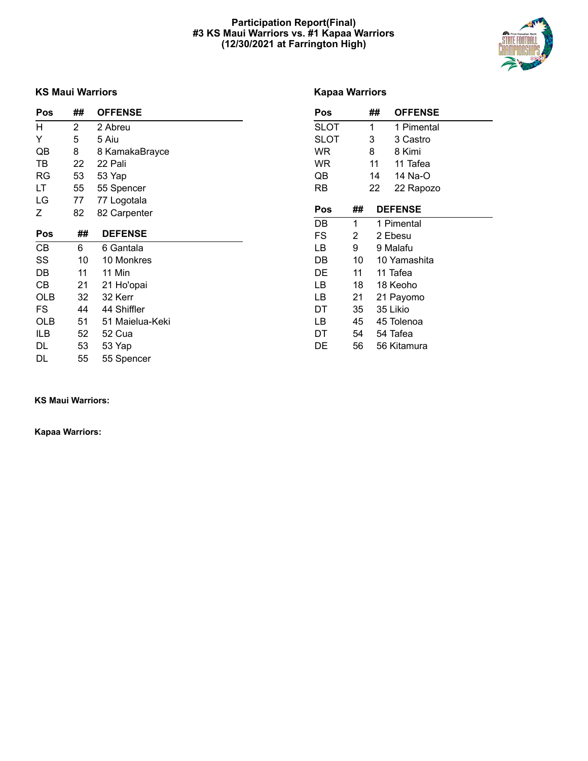# Participation Report(Final)
## #3 KS Maui Warriors vs. #1 Kapaa Warriors
## (12/30/2021 at Farrington High)

### KS Maui Warriors

| Pos | ## | OFFENSE |
|---|---|---|
| H | 2 | 2 Abreu |
| Y | 5 | 5 Aiu |
| QB | 8 | 8 KamakaBrayce |
| TB | 22 | 22 Pali |
| RG | 53 | 53 Yap |
| LT | 55 | 55 Spencer |
| LG | 77 | 77 Logotala |
| Z | 82 | 82 Carpenter |

| Pos | ## | DEFENSE |
|---|---|---|
| CB | 6 | 6 Gantala |
| SS | 10 | 10 Monkres |
| DB | 11 | 11 Min |
| CB | 21 | 21 Ho'opai |
| OLB | 32 | 32 Kerr |
| FS | 44 | 44 Shiffler |
| OLB | 51 | 51 Maielua-Keki |
| ILB | 52 | 52 Cua |
| DL | 53 | 53 Yap |
| DL | 55 | 55 Spencer |

### Kapaa Warriors

| Pos | ## | OFFENSE |
|---|---|---|
| SLOT | 1 | 1 Pimental |
| SLOT | 3 | 3 Castro |
| WR | 8 | 8 Kimi |
| WR | 11 | 11 Tafea |
| QB | 14 | 14 Na-O |
| RB | 22 | 22 Rapozo |

| Pos | ## | DEFENSE |
|---|---|---|
| DB | 1 | 1 Pimental |
| FS | 2 | 2 Ebesu |
| LB | 9 | 9 Malafu |
| DB | 10 | 10 Yamashita |
| DE | 11 | 11 Tafea |
| LB | 18 | 18 Keoho |
| LB | 21 | 21 Payomo |
| DT | 35 | 35 Likio |
| LB | 45 | 45 Tolenoa |
| DT | 54 | 54 Tafea |
| DE | 56 | 56 Kitamura |

**KS Maui Warriors:**

**Kapaa Warriors:**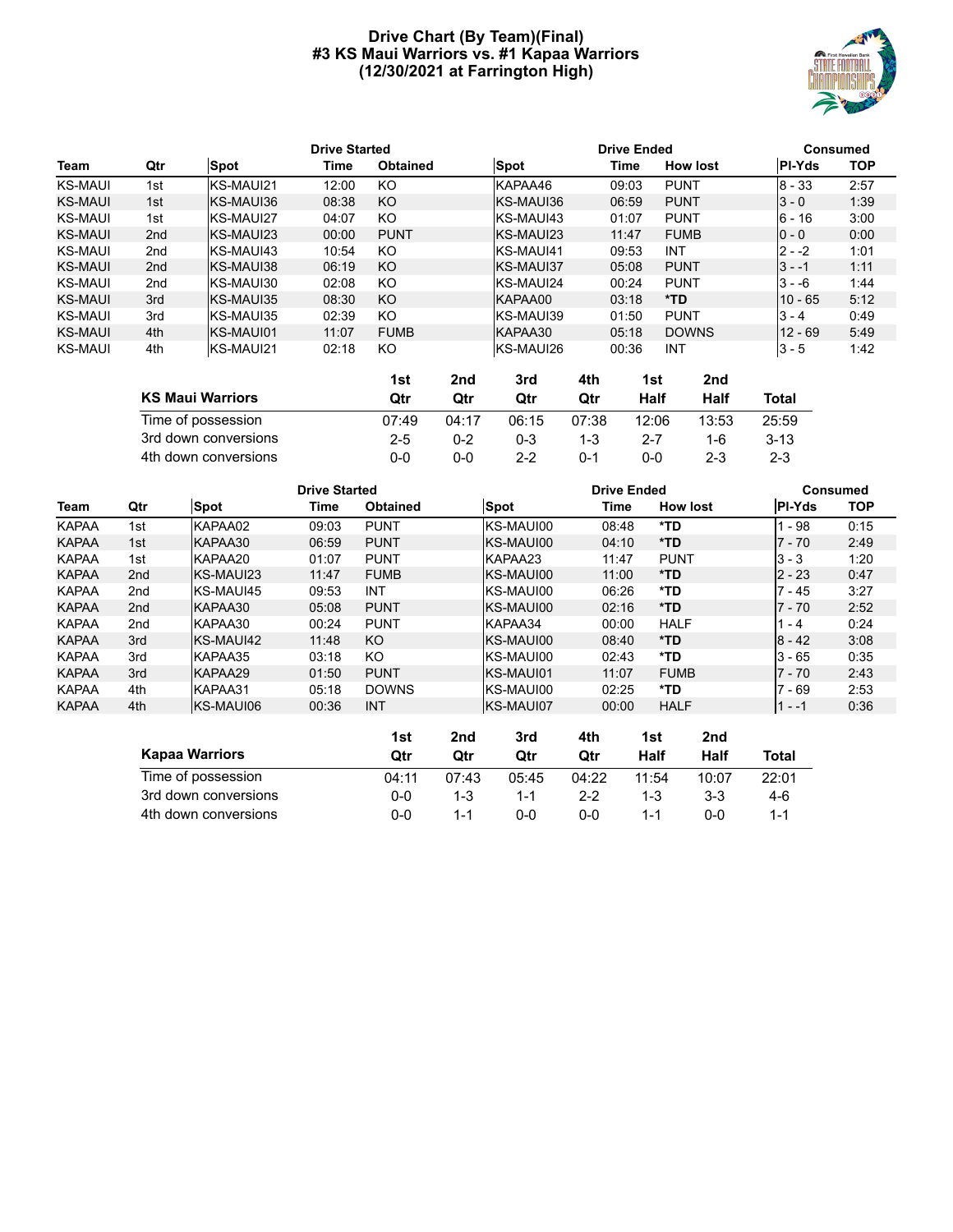# Drive Chart (By Team)(Final)
## #3 KS Maui Warriors vs. #1 Kapaa Warriors
## (12/30/2021 at Farrington High)

| | | Drive Started | | | Drive Ended | | | Consumed | |
|---|---|---|---|---|---|---|---|---|---|
| **Team** | **Qtr** | **Spot** | **Time** | **Obtained** | **Spot** | **Time** | **How lost** | **Pl-Yds** | **TOP** |
| KS-MAUI | 1st | KS-MAUI21 | 12:00 | KO | KAPAA46 | 09:03 | PUNT | 8 - 33 | 2:57 |
| KS-MAUI | 1st | KS-MAUI36 | 08:38 | KO | KS-MAUI36 | 06:59 | PUNT | 3 - 0 | 1:39 |
| KS-MAUI | 1st | KS-MAUI27 | 04:07 | KO | KS-MAUI43 | 01:07 | PUNT | 6 - 16 | 3:00 |
| KS-MAUI | 2nd | KS-MAUI23 | 00:00 | PUNT | KS-MAUI23 | 11:47 | FUMB | 0 - 0 | 0:00 |
| KS-MAUI | 2nd | KS-MAUI43 | 10:54 | KO | KS-MAUI41 | 09:53 | INT | 2 - -2 | 1:01 |
| KS-MAUI | 2nd | KS-MAUI38 | 06:19 | KO | KS-MAUI37 | 05:08 | PUNT | 3 - -1 | 1:11 |
| KS-MAUI | 2nd | KS-MAUI30 | 02:08 | KO | KS-MAUI24 | 00:24 | PUNT | 3 - -6 | 1:44 |
| KS-MAUI | 3rd | KS-MAUI35 | 08:30 | KO | KAPAA00 | 03:18 | *TD | 10 - 65 | 5:12 |
| KS-MAUI | 3rd | KS-MAUI35 | 02:39 | KO | KS-MAUI39 | 01:50 | PUNT | 3 - 4 | 0:49 |
| KS-MAUI | 4th | KS-MAUI01 | 11:07 | FUMB | KAPAA30 | 05:18 | DOWNS | 12 - 69 | 5:49 |
| KS-MAUI | 4th | KS-MAUI21 | 02:18 | KO | KS-MAUI26 | 00:36 | INT | 3 - 5 | 1:42 |

| KS Maui Warriors | 1st Qtr | 2nd Qtr | 3rd Qtr | 4th Qtr | 1st Half | 2nd Half | Total |
|---|---|---|---|---|---|---|---|
| Time of possession | 07:49 | 04:17 | 06:15 | 07:38 | 12:06 | 13:53 | 25:59 |
| 3rd down conversions | 2-5 | 0-2 | 0-3 | 1-3 | 2-7 | 1-6 | 3-13 |
| 4th down conversions | 0-0 | 0-0 | 2-2 | 0-1 | 0-0 | 2-3 | 2-3 |

| | | Drive Started | | | Drive Ended | | | Consumed | |
|---|---|---|---|---|---|---|---|---|---|
| **Team** | **Qtr** | **Spot** | **Time** | **Obtained** | **Spot** | **Time** | **How lost** | **Pl-Yds** | **TOP** |
| KAPAA | 1st | KAPAA02 | 09:03 | PUNT | KS-MAUI00 | 08:48 | *TD | 1 - 98 | 0:15 |
| KAPAA | 1st | KAPAA30 | 06:59 | PUNT | KS-MAUI00 | 04:10 | *TD | 7 - 70 | 2:49 |
| KAPAA | 1st | KAPAA20 | 01:07 | PUNT | KAPAA23 | 11:47 | PUNT | 3 - 3 | 1:20 |
| KAPAA | 2nd | KS-MAUI23 | 11:47 | FUMB | KS-MAUI00 | 11:00 | *TD | 2 - 23 | 0:47 |
| KAPAA | 2nd | KS-MAUI45 | 09:53 | INT | KS-MAUI00 | 06:26 | *TD | 7 - 45 | 3:27 |
| KAPAA | 2nd | KAPAA30 | 05:08 | PUNT | KS-MAUI00 | 02:16 | *TD | 7 - 70 | 2:52 |
| KAPAA | 2nd | KAPAA30 | 00:24 | PUNT | KAPAA34 | 00:00 | HALF | 1 - 4 | 0:24 |
| KAPAA | 3rd | KS-MAUI42 | 11:48 | KO | KS-MAUI00 | 08:40 | *TD | 8 - 42 | 3:08 |
| KAPAA | 3rd | KAPAA35 | 03:18 | KO | KS-MAUI00 | 02:43 | *TD | 3 - 65 | 0:35 |
| KAPAA | 3rd | KAPAA29 | 01:50 | PUNT | KS-MAUI01 | 11:07 | FUMB | 7 - 70 | 2:43 |
| KAPAA | 4th | KAPAA31 | 05:18 | DOWNS | KS-MAUI00 | 02:25 | *TD | 7 - 69 | 2:53 |
| KAPAA | 4th | KS-MAUI06 | 00:36 | INT | KS-MAUI07 | 00:00 | HALF | 1 - -1 | 0:36 |

| Kapaa Warriors | 1st Qtr | 2nd Qtr | 3rd Qtr | 4th Qtr | 1st Half | 2nd Half | Total |
|---|---|---|---|---|---|---|---|
| Time of possession | 04:11 | 07:43 | 05:45 | 04:22 | 11:54 | 10:07 | 22:01 |
| 3rd down conversions | 0-0 | 1-3 | 1-1 | 2-2 | 1-3 | 3-3 | 4-6 |
| 4th down conversions | 0-0 | 1-1 | 0-0 | 0-0 | 1-1 | 0-0 | 1-1 |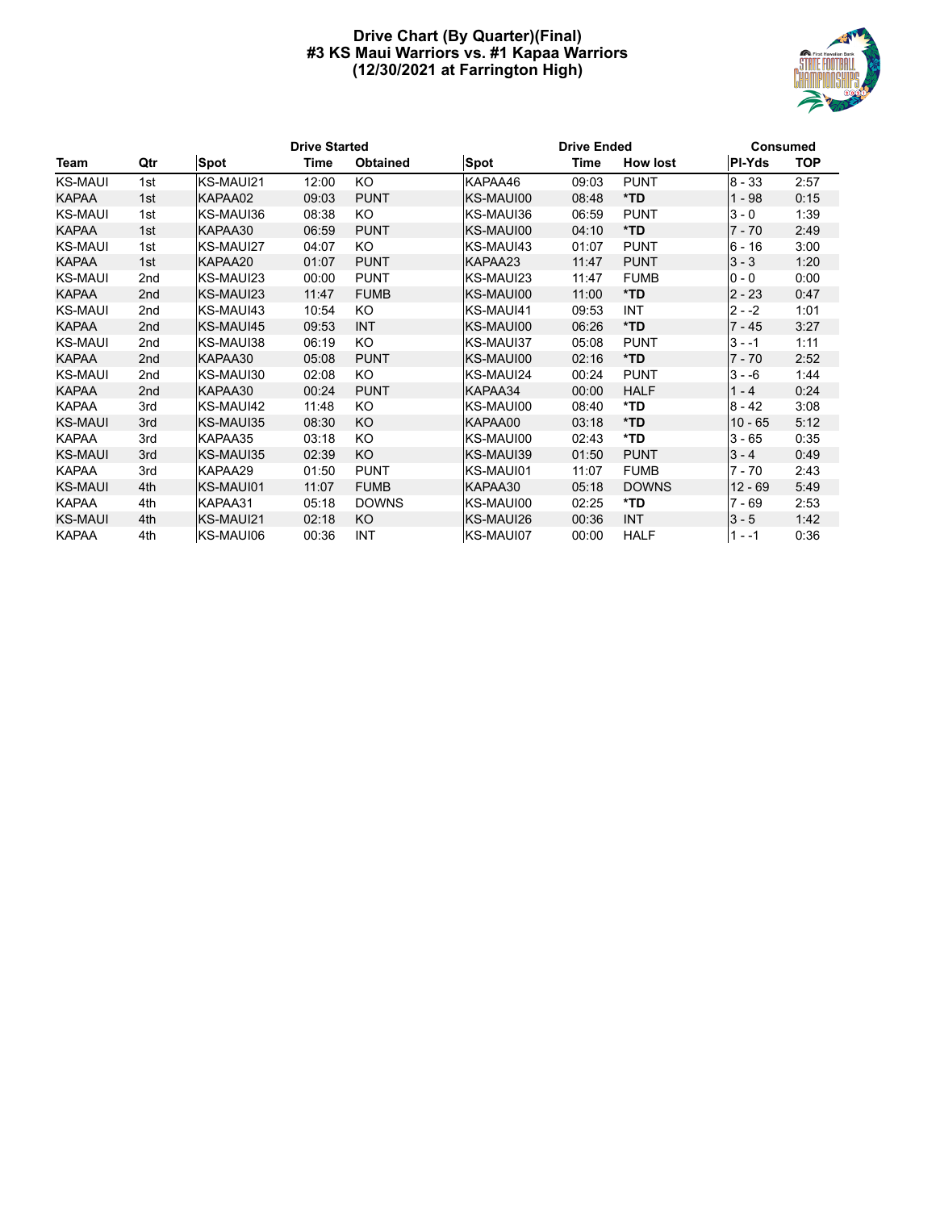# Drive Chart (By Quarter)(Final)
## #3 KS Maui Warriors vs. #1 Kapaa Warriors
## (12/30/2021 at Farrington High)

| Team | Qtr | Drive Started | | | Drive Ended | | | Consumed | |
|---|---|---|---|---|---|---|---|---|---|
| | | Spot | Time | Obtained | Spot | Time | How lost | Pl-Yds | TOP |
| KS-MAUI | 1st | KS-MAUI21 | 12:00 | KO | KAPAA46 | 09:03 | PUNT | 8 - 33 | 2:57 |
| KAPAA | 1st | KAPAA02 | 09:03 | PUNT | KS-MAUI00 | 08:48 | *TD | 1 - 98 | 0:15 |
| KS-MAUI | 1st | KS-MAUI36 | 08:38 | KO | KS-MAUI36 | 06:59 | PUNT | 3 - 0 | 1:39 |
| KAPAA | 1st | KAPAA30 | 06:59 | PUNT | KS-MAUI00 | 04:10 | *TD | 7 - 70 | 2:49 |
| KS-MAUI | 1st | KS-MAUI27 | 04:07 | KO | KS-MAUI43 | 01:07 | PUNT | 6 - 16 | 3:00 |
| KAPAA | 1st | KAPAA20 | 01:07 | PUNT | KAPAA23 | 11:47 | PUNT | 3 - 3 | 1:20 |
| KS-MAUI | 2nd | KS-MAUI23 | 00:00 | PUNT | KS-MAUI23 | 11:47 | FUMB | 0 - 0 | 0:00 |
| KAPAA | 2nd | KS-MAUI23 | 11:47 | FUMB | KS-MAUI00 | 11:00 | *TD | 2 - 23 | 0:47 |
| KS-MAUI | 2nd | KS-MAUI43 | 10:54 | KO | KS-MAUI41 | 09:53 | INT | 2 - -2 | 1:01 |
| KAPAA | 2nd | KS-MAUI45 | 09:53 | INT | KS-MAUI00 | 06:26 | *TD | 7 - 45 | 3:27 |
| KS-MAUI | 2nd | KS-MAUI38 | 06:19 | KO | KS-MAUI37 | 05:08 | PUNT | 3 - -1 | 1:11 |
| KAPAA | 2nd | KAPAA30 | 05:08 | PUNT | KS-MAUI00 | 02:16 | *TD | 7 - 70 | 2:52 |
| KS-MAUI | 2nd | KS-MAUI30 | 02:08 | KO | KS-MAUI24 | 00:24 | PUNT | 3 - -6 | 1:44 |
| KAPAA | 2nd | KAPAA30 | 00:24 | PUNT | KAPAA34 | 00:00 | HALF | 1 - 4 | 0:24 |
| KAPAA | 3rd | KS-MAUI42 | 11:48 | KO | KS-MAUI00 | 08:40 | *TD | 8 - 42 | 3:08 |
| KS-MAUI | 3rd | KS-MAUI35 | 08:30 | KO | KAPAA00 | 03:18 | *TD | 10 - 65 | 5:12 |
| KAPAA | 3rd | KAPAA35 | 03:18 | KO | KS-MAUI00 | 02:43 | *TD | 3 - 65 | 0:35 |
| KS-MAUI | 3rd | KS-MAUI35 | 02:39 | KO | KS-MAUI39 | 01:50 | PUNT | 3 - 4 | 0:49 |
| KAPAA | 3rd | KAPAA29 | 01:50 | PUNT | KS-MAUI01 | 11:07 | FUMB | 7 - 70 | 2:43 |
| KS-MAUI | 4th | KS-MAUI01 | 11:07 | FUMB | KAPAA30 | 05:18 | DOWNS | 12 - 69 | 5:49 |
| KAPAA | 4th | KAPAA31 | 05:18 | DOWNS | KS-MAUI00 | 02:25 | *TD | 7 - 69 | 2:53 |
| KS-MAUI | 4th | KS-MAUI21 | 02:18 | KO | KS-MAUI26 | 00:36 | INT | 3 - 5 | 1:42 |
| KAPAA | 4th | KS-MAUI06 | 00:36 | INT | KS-MAUI07 | 00:00 | HALF | 1 - -1 | 0:36 |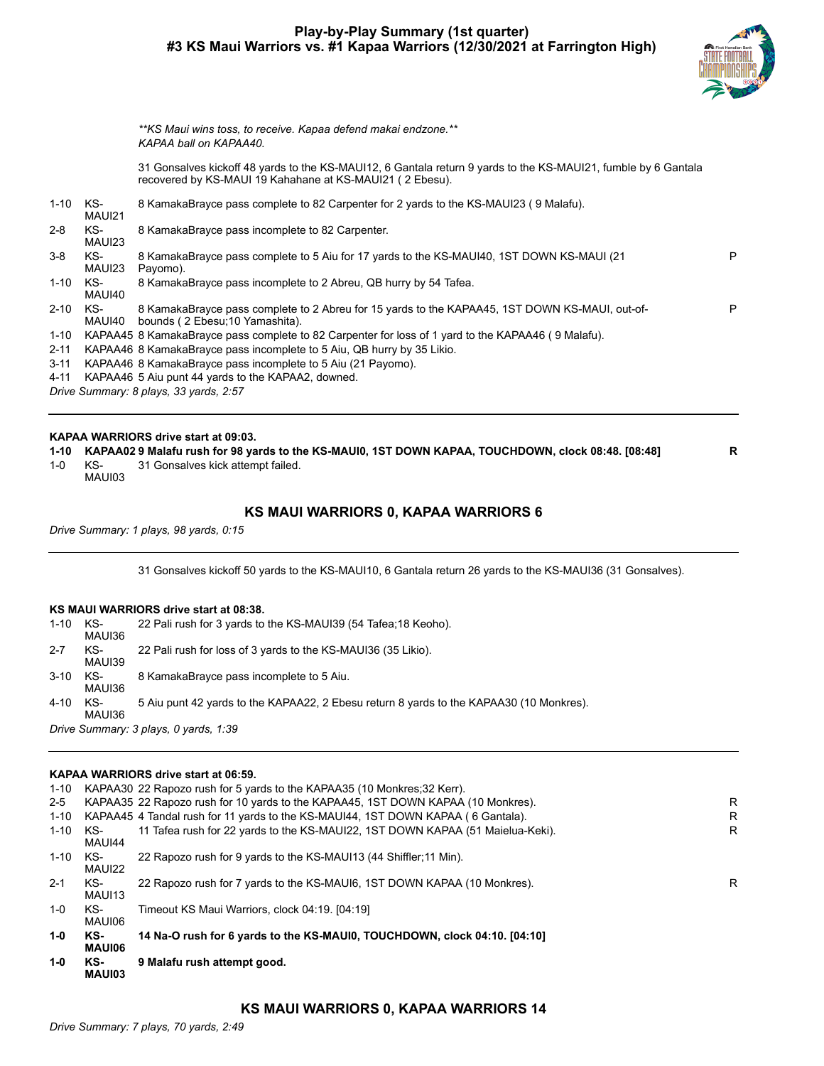## Play-by-Play Summary (1st quarter)

## #3 KS Maui Warriors vs. #1 Kapaa Warriors (12/30/2021 at Farrington High)

*\*\*KS Maui wins toss, to receive. Kapaa defend makai endzone.\*\**
*KAPAA ball on KAPAA40.*

31 Gonsalves kickoff 48 yards to the KS-MAUI12, 6 Gantala return 9 yards to the KS-MAUI21, fumble by 6 Gantala recovered by KS-MAUI 19 Kahahane at KS-MAUI21 ( 2 Ebesu).

| | | | |
|---|---|---|---|
| 1-10 | KS-MAUI21 | 8 KamakaBrayce pass complete to 82 Carpenter for 2 yards to the KS-MAUI23 ( 9 Malafu). | |
| 2-8 | KS-MAUI23 | 8 KamakaBrayce pass incomplete to 82 Carpenter. | |
| 3-8 | KS-MAUI23 | 8 KamakaBrayce pass complete to 5 Aiu for 17 yards to the KS-MAUI40, 1ST DOWN KS-MAUI (21 Payomo). | P |
| 1-10 | KS-MAUI40 | 8 KamakaBrayce pass incomplete to 2 Abreu, QB hurry by 54 Tafea. | |
| 2-10 | KS-MAUI40 | 8 KamakaBrayce pass complete to 2 Abreu for 15 yards to the KAPAA45, 1ST DOWN KS-MAUI, out-of-bounds ( 2 Ebesu;10 Yamashita). | P |
| 1-10 | KAPAA45 | 8 KamakaBrayce pass complete to 82 Carpenter for loss of 1 yard to the KAPAA46 ( 9 Malafu). | |
| 2-11 | KAPAA46 | 8 KamakaBrayce pass incomplete to 5 Aiu, QB hurry by 35 Likio. | |
| 3-11 | KAPAA46 | 8 KamakaBrayce pass incomplete to 5 Aiu (21 Payomo). | |
| 4-11 | KAPAA46 | 5 Aiu punt 44 yards to the KAPAA2, downed. | |

*Drive Summary: 8 plays, 33 yards, 2:57*

---

**KAPAA WARRIORS drive start at 09:03.**

| | | | |
|---|---|---|---|
| **1-10** | **KAPAA02** | **9 Malafu rush for 98 yards to the KS-MAUI0, 1ST DOWN KAPAA, TOUCHDOWN, clock 08:48. [08:48]** | **R** |
| 1-0 | KS-MAUI03 | 31 Gonsalves kick attempt failed. | |

### KS MAUI WARRIORS 0, KAPAA WARRIORS 6

*Drive Summary: 1 plays, 98 yards, 0:15*

---

31 Gonsalves kickoff 50 yards to the KS-MAUI10, 6 Gantala return 26 yards to the KS-MAUI36 (31 Gonsalves).

**KS MAUI WARRIORS drive start at 08:38.**

| | | | |
|---|---|---|---|
| 1-10 | KS-MAUI36 | 22 Pali rush for 3 yards to the KS-MAUI39 (54 Tafea;18 Keoho). | |
| 2-7 | KS-MAUI39 | 22 Pali rush for loss of 3 yards to the KS-MAUI36 (35 Likio). | |
| 3-10 | KS-MAUI36 | 8 KamakaBrayce pass incomplete to 5 Aiu. | |
| 4-10 | KS-MAUI36 | 5 Aiu punt 42 yards to the KAPAA22, 2 Ebesu return 8 yards to the KAPAA30 (10 Monkres). | |

*Drive Summary: 3 plays, 0 yards, 1:39*

---

**KAPAA WARRIORS drive start at 06:59.**

| | | | |
|---|---|---|---|
| 1-10 | KAPAA30 | 22 Rapozo rush for 5 yards to the KAPAA35 (10 Monkres;32 Kerr). | |
| 2-5 | KAPAA35 | 22 Rapozo rush for 10 yards to the KAPAA45, 1ST DOWN KAPAA (10 Monkres). | R |
| 1-10 | KAPAA45 | 4 Tandal rush for 11 yards to the KS-MAUI44, 1ST DOWN KAPAA ( 6 Gantala). | R |
| 1-10 | KS-MAUI44 | 11 Tafea rush for 22 yards to the KS-MAUI22, 1ST DOWN KAPAA (51 Maielua-Keki). | R |
| 1-10 | KS-MAUI22 | 22 Rapozo rush for 9 yards to the KS-MAUI13 (44 Shiffler;11 Min). | |
| 2-1 | KS-MAUI13 | 22 Rapozo rush for 7 yards to the KS-MAUI6, 1ST DOWN KAPAA (10 Monkres). | R |
| 1-0 | KS-MAUI06 | Timeout KS Maui Warriors, clock 04:19. [04:19] | |
| **1-0** | **KS-MAUI06** | **14 Na-O rush for 6 yards to the KS-MAUI0, TOUCHDOWN, clock 04:10. [04:10]** | |
| **1-0** | **KS-MAUI03** | **9 Malafu rush attempt good.** | |

### KS MAUI WARRIORS 0, KAPAA WARRIORS 14

*Drive Summary: 7 plays, 70 yards, 2:49*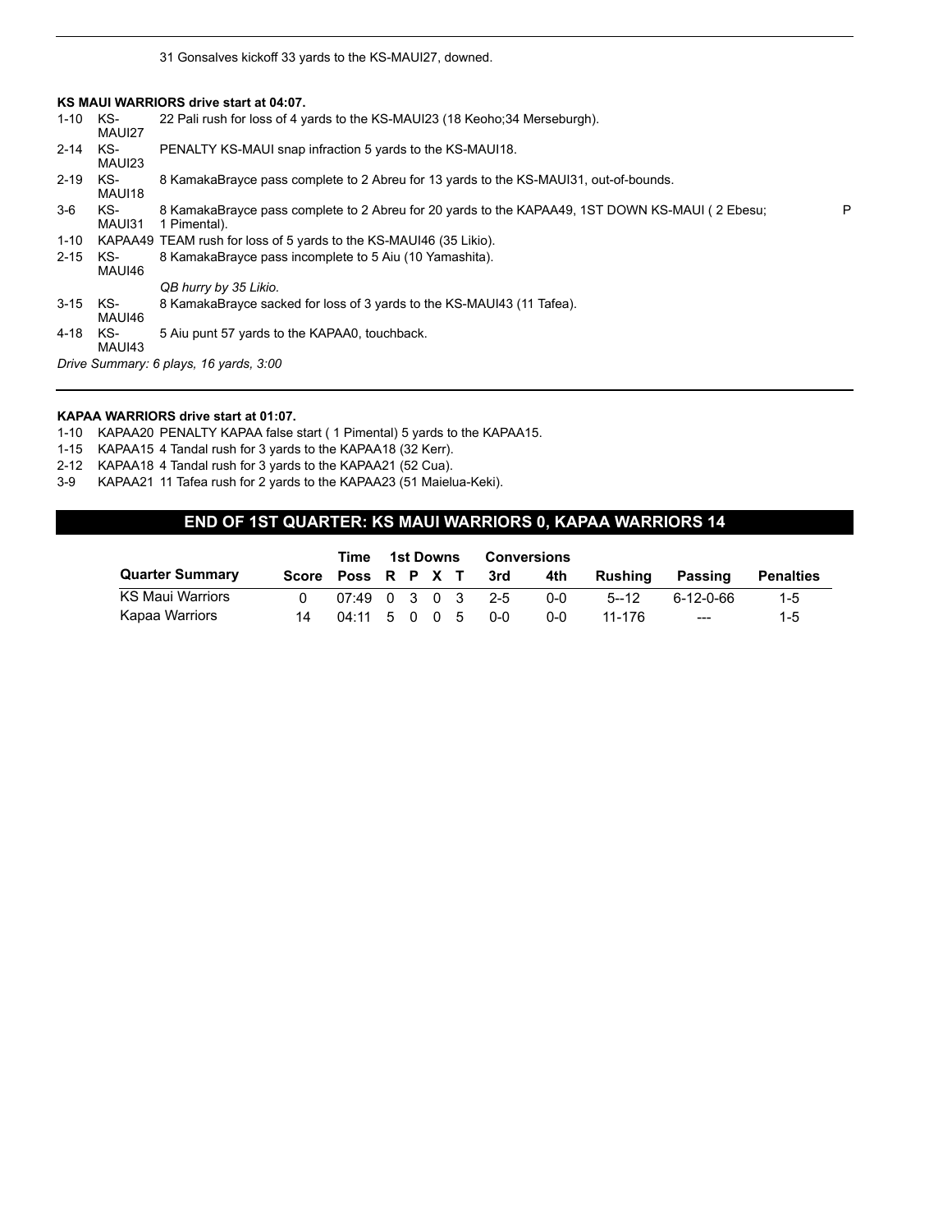31 Gonsalves kickoff 33 yards to the KS-MAUI27, downed.

**KS MAUI WARRIORS drive start at 04:07.**

| | | | |
|---|---|---|---|
| 1-10 | KS-MAUI27 | 22 Pali rush for loss of 4 yards to the KS-MAUI23 (18 Keoho;34 Merseburgh). | |
| 2-14 | KS-MAUI23 | PENALTY KS-MAUI snap infraction 5 yards to the KS-MAUI18. | |
| 2-19 | KS-MAUI18 | 8 KamakaBrayce pass complete to 2 Abreu for 13 yards to the KS-MAUI31, out-of-bounds. | |
| 3-6 | KS-MAUI31 | 8 KamakaBrayce pass complete to 2 Abreu for 20 yards to the KAPAA49, 1ST DOWN KS-MAUI ( 2 Ebesu; 1 Pimental). | P |
| 1-10 | KAPAA49 | TEAM rush for loss of 5 yards to the KS-MAUI46 (35 Likio). | |
| 2-15 | KS-MAUI46 | 8 KamakaBrayce pass incomplete to 5 Aiu (10 Yamashita). *QB hurry by 35 Likio.* | |
| 3-15 | KS-MAUI46 | 8 KamakaBrayce sacked for loss of 3 yards to the KS-MAUI43 (11 Tafea). | |
| 4-18 | KS-MAUI43 | 5 Aiu punt 57 yards to the KAPAA0, touchback. | |

*Drive Summary: 6 plays, 16 yards, 3:00*

**KAPAA WARRIORS drive start at 01:07.**

| | | |
|---|---|---|
| 1-10 | KAPAA20 | PENALTY KAPAA false start ( 1 Pimental) 5 yards to the KAPAA15. |
| 1-15 | KAPAA15 | 4 Tandal rush for 3 yards to the KAPAA18 (32 Kerr). |
| 2-12 | KAPAA18 | 4 Tandal rush for 3 yards to the KAPAA21 (52 Cua). |
| 3-9 | KAPAA21 | 11 Tafea rush for 2 yards to the KAPAA23 (51 Maielua-Keki). |

## END OF 1ST QUARTER: KS MAUI WARRIORS 0, KAPAA WARRIORS 14

| | | Time | 1st Downs | | | | Conversions | | | | |
|---|---|---|---|---|---|---|---|---|---|---|---|
| Quarter Summary | Score | Poss | R | P | X | T | 3rd | 4th | Rushing | Passing | Penalties |
| KS Maui Warriors | 0 | 07:49 | 0 | 3 | 0 | 3 | 2-5 | 0-0 | 5--12 | 6-12-0-66 | 1-5 |
| Kapaa Warriors | 14 | 04:11 | 5 | 0 | 0 | 5 | 0-0 | 0-0 | 11-176 | --- | 1-5 |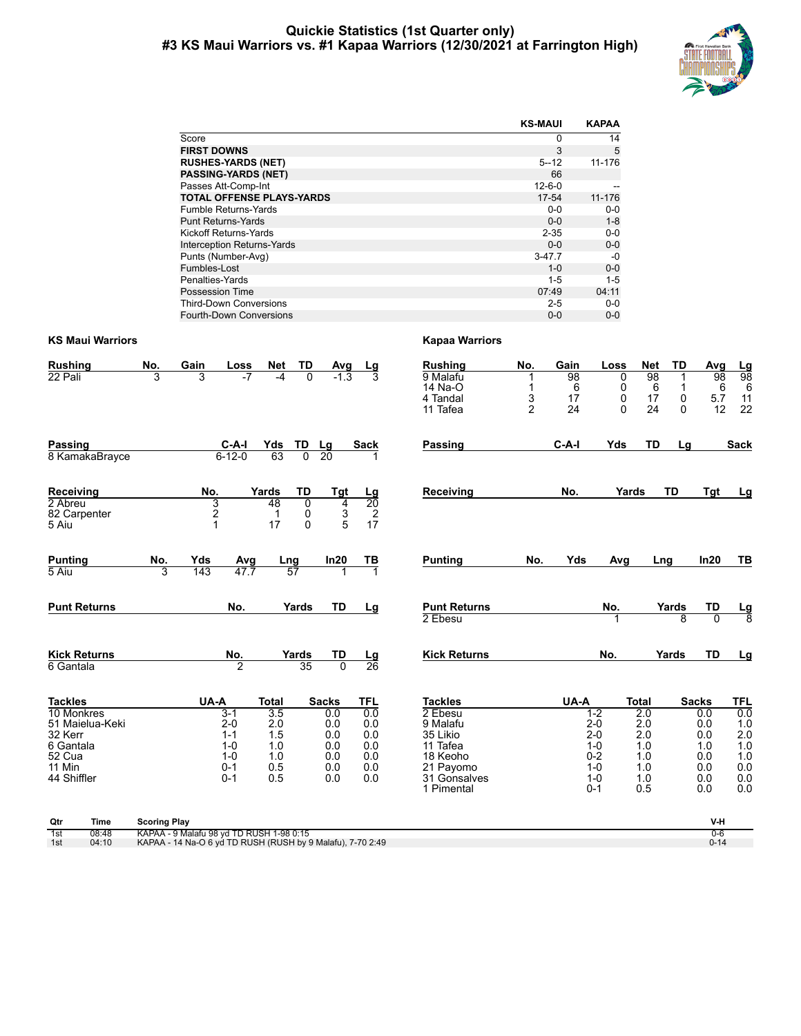# Quickie Statistics (1st Quarter only)
## #3 KS Maui Warriors vs. #1 Kapaa Warriors (12/30/2021 at Farrington High)

| | KS-MAUI | KAPAA |
|---|---|---|
| Score | 0 | 14 |
| **FIRST DOWNS** | 3 | 5 |
| **RUSHES-YARDS (NET)** | 5--12 | 11-176 |
| **PASSING-YARDS (NET)** | 66 | |
| Passes Att-Comp-Int | 12-6-0 | -- |
| **TOTAL OFFENSE PLAYS-YARDS** | 17-54 | 11-176 |
| Fumble Returns-Yards | 0-0 | 0-0 |
| Punt Returns-Yards | 0-0 | 1-8 |
| Kickoff Returns-Yards | 2-35 | 0-0 |
| Interception Returns-Yards | 0-0 | 0-0 |
| Punts (Number-Avg) | 3-47.7 | -0 |
| Fumbles-Lost | 1-0 | 0-0 |
| Penalties-Yards | 1-5 | 1-5 |
| Possession Time | 07:49 | 04:11 |
| Third-Down Conversions | 2-5 | 0-0 |
| Fourth-Down Conversions | 0-0 | 0-0 |

## KS Maui Warriors

| Rushing | No. | Gain | Loss | Net | TD | Avg | Lg |
|---|---|---|---|---|---|---|---|
| 22 Pali | 3 | 3 | -7 | -4 | 0 | -1.3 | 3 |

| Passing | C-A-I | Yds | TD | Lg | Sack |
|---|---|---|---|---|---|
| 8 KamakaBrayce | 6-12-0 | 63 | 0 | 20 | 1 |

| Receiving | No. | Yards | TD | Tgt | Lg |
|---|---|---|---|---|---|
| 2 Abreu | 3 | 48 | 0 | 4 | 20 |
| 82 Carpenter | 2 | 1 | 0 | 3 | 2 |
| 5 Aiu | 1 | 17 | 0 | 5 | 17 |

| Punting | No. | Yds | Avg | Lng | In20 | TB |
|---|---|---|---|---|---|---|
| 5 Aiu | 3 | 143 | 47.7 | 57 | 1 | 1 |

| Punt Returns | No. | Yards | TD | Lg |
|---|---|---|---|---|

| Kick Returns | No. | Yards | TD | Lg |
|---|---|---|---|---|
| 6 Gantala | 2 | 35 | 0 | 26 |

| Tackles | UA-A | Total | Sacks | TFL |
|---|---|---|---|---|
| 10 Monkres | 3-1 | 3.5 | 0.0 | 0.0 |
| 51 Maielua-Keki | 2-0 | 2.0 | 0.0 | 0.0 |
| 32 Kerr | 1-1 | 1.5 | 0.0 | 0.0 |
| 6 Gantala | 1-0 | 1.0 | 0.0 | 0.0 |
| 52 Cua | 1-0 | 1.0 | 0.0 | 0.0 |
| 11 Min | 0-1 | 0.5 | 0.0 | 0.0 |
| 44 Shiffler | 0-1 | 0.5 | 0.0 | 0.0 |

## Kapaa Warriors

| Rushing | No. | Gain | Loss | Net | TD | Avg | Lg |
|---|---|---|---|---|---|---|---|
| 9 Malafu | 1 | 98 | 0 | 98 | 1 | 98 | 98 |
| 14 Na-O | 1 | 6 | 0 | 6 | 1 | 6 | 6 |
| 4 Tandal | 3 | 17 | 0 | 17 | 0 | 5.7 | 11 |
| 11 Tafea | 2 | 24 | 0 | 24 | 0 | 12 | 22 |

| Passing | C-A-I | Yds | TD | Lg | Sack |
|---|---|---|---|---|---|

| Receiving | No. | Yards | TD | Tgt | Lg |
|---|---|---|---|---|---|

| Punting | No. | Yds | Avg | Lng | In20 | TB |
|---|---|---|---|---|---|---|

| Punt Returns | No. | Yards | TD | Lg |
|---|---|---|---|---|
| 2 Ebesu | 1 | 8 | 0 | 8 |

| Kick Returns | No. | Yards | TD | Lg |
|---|---|---|---|---|

| Tackles | UA-A | Total | Sacks | TFL |
|---|---|---|---|---|
| 2 Ebesu | 1-2 | 2.0 | 0.0 | 0.0 |
| 9 Malafu | 2-0 | 2.0 | 0.0 | 1.0 |
| 35 Likio | 2-0 | 2.0 | 0.0 | 2.0 |
| 11 Tafea | 1-0 | 1.0 | 1.0 | 1.0 |
| 18 Keoho | 0-2 | 1.0 | 0.0 | 1.0 |
| 21 Payomo | 1-0 | 1.0 | 0.0 | 0.0 |
| 31 Gonsalves | 1-0 | 1.0 | 0.0 | 0.0 |
| 1 Pimental | 0-1 | 0.5 | 0.0 | 0.0 |

| Qtr | Time | Scoring Play | V-H |
|---|---|---|---|
| 1st | 08:48 | KAPAA - 9 Malafu 98 yd TD RUSH 1-98 0:15 | 0-6 |
| 1st | 04:10 | KAPAA - 14 Na-O 6 yd TD RUSH (RUSH by 9 Malafu), 7-70 2:49 | 0-14 |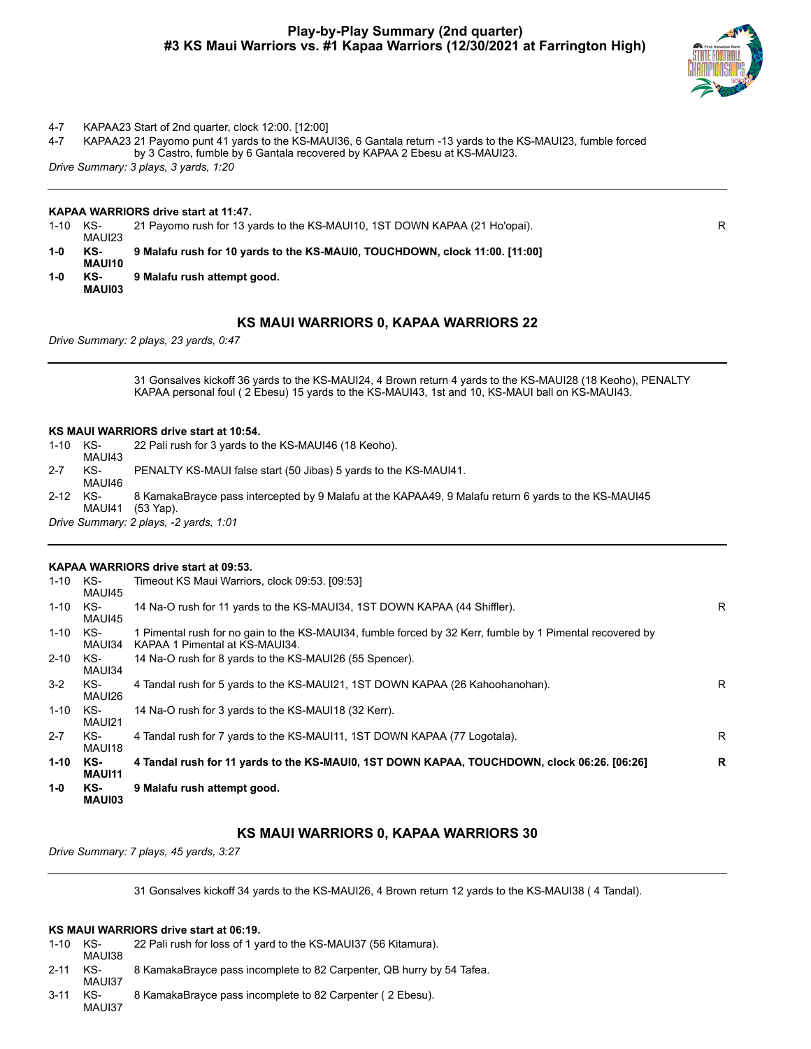# Play-by-Play Summary (2nd quarter)
## #3 KS Maui Warriors vs. #1 Kapaa Warriors (12/30/2021 at Farrington High)

| | | | |
|---|---|---|---|
| 4-7 | KAPAA23 | Start of 2nd quarter, clock 12:00. [12:00] | |
| 4-7 | KAPAA23 | 21 Payomo punt 41 yards to the KS-MAUI36, 6 Gantala return -13 yards to the KS-MAUI23, fumble forced by 3 Castro, fumble by 6 Gantala recovered by KAPAA 2 Ebesu at KS-MAUI23. | |

*Drive Summary: 3 plays, 3 yards, 1:20*

---

**KAPAA WARRIORS drive start at 11:47.**

| | | | |
|---|---|---|---|
| 1-10 | KS-MAUI23 | 21 Payomo rush for 13 yards to the KS-MAUI10, 1ST DOWN KAPAA (21 Ho'opai). | R |
| **1-0** | **KS-MAUI10** | **9 Malafu rush for 10 yards to the KS-MAUI0, TOUCHDOWN, clock 11:00. [11:00]** | |
| **1-0** | **KS-MAUI03** | **9 Malafu rush attempt good.** | |

### KS MAUI WARRIORS 0, KAPAA WARRIORS 22

*Drive Summary: 2 plays, 23 yards, 0:47*

---

31 Gonsalves kickoff 36 yards to the KS-MAUI24, 4 Brown return 4 yards to the KS-MAUI28 (18 Keoho), PENALTY KAPAA personal foul ( 2 Ebesu) 15 yards to the KS-MAUI43, 1st and 10, KS-MAUI ball on KS-MAUI43.

**KS MAUI WARRIORS drive start at 10:54.**

| | | | |
|---|---|---|---|
| 1-10 | KS-MAUI43 | 22 Pali rush for 3 yards to the KS-MAUI46 (18 Keoho). | |
| 2-7 | KS-MAUI46 | PENALTY KS-MAUI false start (50 Jibas) 5 yards to the KS-MAUI41. | |
| 2-12 | KS-MAUI41 | 8 KamakaBrayce pass intercepted by 9 Malafu at the KAPAA49, 9 Malafu return 6 yards to the KS-MAUI45 (53 Yap). | |

*Drive Summary: 2 plays, -2 yards, 1:01*

---

**KAPAA WARRIORS drive start at 09:53.**

| | | | |
|---|---|---|---|
| 1-10 | KS-MAUI45 | Timeout KS Maui Warriors, clock 09:53. [09:53] | |
| 1-10 | KS-MAUI45 | 14 Na-O rush for 11 yards to the KS-MAUI34, 1ST DOWN KAPAA (44 Shiffler). | R |
| 1-10 | KS-MAUI34 | 1 Pimental rush for no gain to the KS-MAUI34, fumble forced by 32 Kerr, fumble by 1 Pimental recovered by KAPAA 1 Pimental at KS-MAUI34. | |
| 2-10 | KS-MAUI34 | 14 Na-O rush for 8 yards to the KS-MAUI26 (55 Spencer). | |
| 3-2 | KS-MAUI26 | 4 Tandal rush for 5 yards to the KS-MAUI21, 1ST DOWN KAPAA (26 Kahoohanohan). | R |
| 1-10 | KS-MAUI21 | 14 Na-O rush for 3 yards to the KS-MAUI18 (32 Kerr). | |
| 2-7 | KS-MAUI18 | 4 Tandal rush for 7 yards to the KS-MAUI11, 1ST DOWN KAPAA (77 Logotala). | R |
| **1-10** | **KS-MAUI11** | **4 Tandal rush for 11 yards to the KS-MAUI0, 1ST DOWN KAPAA, TOUCHDOWN, clock 06:26. [06:26]** | **R** |
| **1-0** | **KS-MAUI03** | **9 Malafu rush attempt good.** | |

### KS MAUI WARRIORS 0, KAPAA WARRIORS 30

*Drive Summary: 7 plays, 45 yards, 3:27*

---

31 Gonsalves kickoff 34 yards to the KS-MAUI26, 4 Brown return 12 yards to the KS-MAUI38 ( 4 Tandal).

**KS MAUI WARRIORS drive start at 06:19.**

| | | | |
|---|---|---|---|
| 1-10 | KS-MAUI38 | 22 Pali rush for loss of 1 yard to the KS-MAUI37 (56 Kitamura). | |
| 2-11 | KS-MAUI37 | 8 KamakaBrayce pass incomplete to 82 Carpenter, QB hurry by 54 Tafea. | |
| 3-11 | KS-MAUI37 | 8 KamakaBrayce pass incomplete to 82 Carpenter ( 2 Ebesu). | |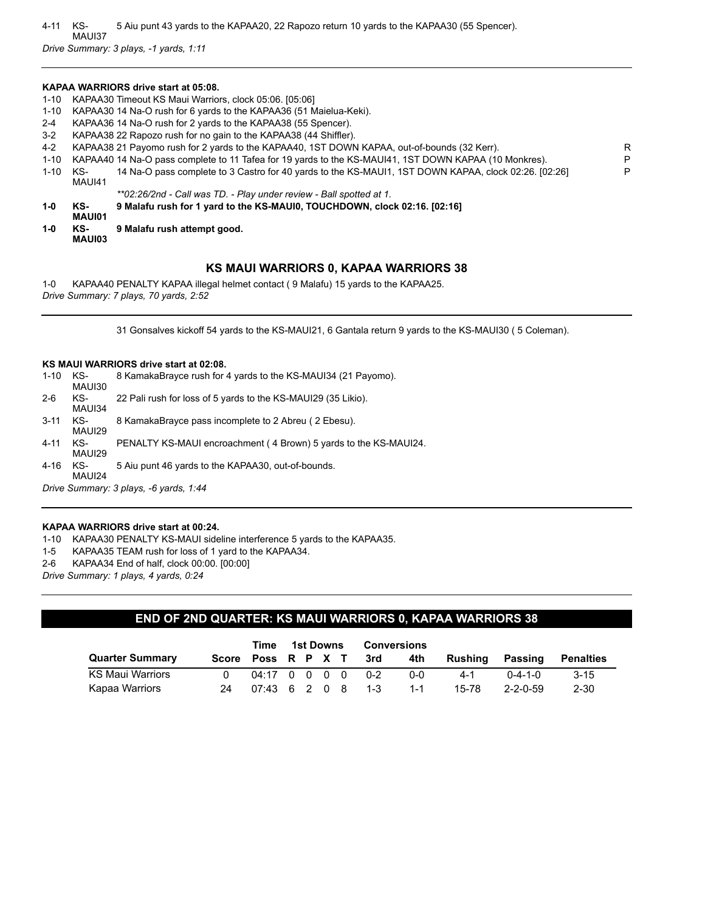| | | | |
|---|---|---|---|
| 4-11 | KS-MAUI37 | 5 Aiu punt 43 yards to the KAPAA20, 22 Rapozo return 10 yards to the KAPAA30 (55 Spencer). | |

*Drive Summary: 3 plays, -1 yards, 1:11*

---

**KAPAA WARRIORS drive start at 05:08.**

| | | | |
|---|---|---|---|
| 1-10 | KAPAA30 | Timeout KS Maui Warriors, clock 05:06. [05:06] | |
| 1-10 | KAPAA30 | 14 Na-O rush for 6 yards to the KAPAA36 (51 Maielua-Keki). | |
| 2-4 | KAPAA36 | 14 Na-O rush for 2 yards to the KAPAA38 (55 Spencer). | |
| 3-2 | KAPAA38 | 22 Rapozo rush for no gain to the KAPAA38 (44 Shiffler). | |
| 4-2 | KAPAA38 | 21 Payomo rush for 2 yards to the KAPAA40, 1ST DOWN KAPAA, out-of-bounds (32 Kerr). | R |
| 1-10 | KAPAA40 | 14 Na-O pass complete to 11 Tafea for 19 yards to the KS-MAUI41, 1ST DOWN KAPAA (10 Monkres). | P |
| 1-10 | KS-MAUI41 | 14 Na-O pass complete to 3 Castro for 40 yards to the KS-MAUI1, 1ST DOWN KAPAA, clock 02:26. [02:26] | P |
| | | *\*\*02:26/2nd - Call was TD. - Play under review - Ball spotted at 1.* | |
| **1-0** | **KS-MAUI01** | **9 Malafu rush for 1 yard to the KS-MAUI0, TOUCHDOWN, clock 02:16. [02:16]** | |
| **1-0** | **KS-MAUI03** | **9 Malafu rush attempt good.** | |

### KS MAUI WARRIORS 0, KAPAA WARRIORS 38

| | | |
|---|---|---|
| 1-0 | KAPAA40 | PENALTY KAPAA illegal helmet contact ( 9 Malafu) 15 yards to the KAPAA25. |

*Drive Summary: 7 plays, 70 yards, 2:52*

---

31 Gonsalves kickoff 54 yards to the KS-MAUI21, 6 Gantala return 9 yards to the KS-MAUI30 ( 5 Coleman).

**KS MAUI WARRIORS drive start at 02:08.**

| | | |
|---|---|---|
| 1-10 | KS-MAUI30 | 8 KamakaBrayce rush for 4 yards to the KS-MAUI34 (21 Payomo). |
| 2-6 | KS-MAUI34 | 22 Pali rush for loss of 5 yards to the KS-MAUI29 (35 Likio). |
| 3-11 | KS-MAUI29 | 8 KamakaBrayce pass incomplete to 2 Abreu ( 2 Ebesu). |
| 4-11 | KS-MAUI29 | PENALTY KS-MAUI encroachment ( 4 Brown) 5 yards to the KS-MAUI24. |
| 4-16 | KS-MAUI24 | 5 Aiu punt 46 yards to the KAPAA30, out-of-bounds. |

*Drive Summary: 3 plays, -6 yards, 1:44*

---

**KAPAA WARRIORS drive start at 00:24.**

| | | |
|---|---|---|
| 1-10 | KAPAA30 | PENALTY KS-MAUI sideline interference 5 yards to the KAPAA35. |
| 1-5 | KAPAA35 | TEAM rush for loss of 1 yard to the KAPAA34. |
| 2-6 | KAPAA34 | End of half, clock 00:00. [00:00] |

*Drive Summary: 1 plays, 4 yards, 0:24*

---

## END OF 2ND QUARTER: KS MAUI WARRIORS 0, KAPAA WARRIORS 38

| Quarter Summary | Score | Time Poss | 1st Downs R | P | X | T | Conversions 3rd | 4th | Rushing | Passing | Penalties |
|---|---|---|---|---|---|---|---|---|---|---|---|
| KS Maui Warriors | 0 | 04:17 | 0 | 0 | 0 | 0 | 0-2 | 0-0 | 4-1 | 0-4-1-0 | 3-15 |
| Kapaa Warriors | 24 | 07:43 | 6 | 2 | 0 | 8 | 1-3 | 1-1 | 15-78 | 2-2-0-59 | 2-30 |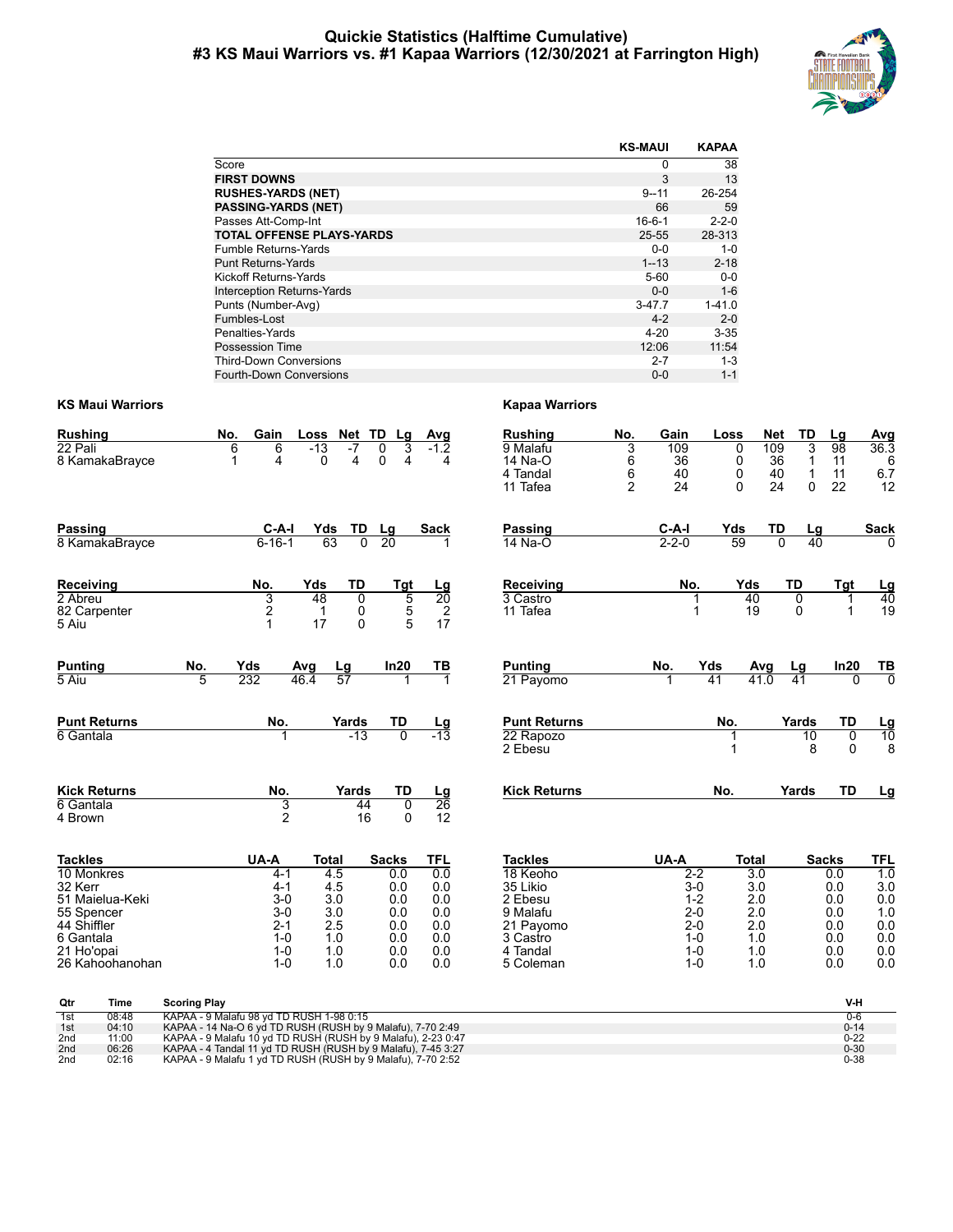# Quickie Statistics (Halftime Cumulative)
## #3 KS Maui Warriors vs. #1 Kapaa Warriors (12/30/2021 at Farrington High)

| | KS-MAUI | KAPAA |
|---|---|---|
| Score | 0 | 38 |
| **FIRST DOWNS** | 3 | 13 |
| **RUSHES-YARDS (NET)** | 9--11 | 26-254 |
| **PASSING-YARDS (NET)** | 66 | 59 |
| Passes Att-Comp-Int | 16-6-1 | 2-2-0 |
| **TOTAL OFFENSE PLAYS-YARDS** | 25-55 | 28-313 |
| Fumble Returns-Yards | 0-0 | 1-0 |
| Punt Returns-Yards | 1--13 | 2-18 |
| Kickoff Returns-Yards | 5-60 | 0-0 |
| Interception Returns-Yards | 0-0 | 1-6 |
| Punts (Number-Avg) | 3-47.7 | 1-41.0 |
| Fumbles-Lost | 4-2 | 2-0 |
| Penalties-Yards | 4-20 | 3-35 |
| Possession Time | 12:06 | 11:54 |
| Third-Down Conversions | 2-7 | 1-3 |
| Fourth-Down Conversions | 0-0 | 1-1 |

### KS Maui Warriors

| Rushing | No. | Gain | Loss | Net | TD | Lg | Avg |
|---|---|---|---|---|---|---|---|
| 22 Pali | 6 | 6 | -13 | -7 | 0 | 3 | -1.2 |
| 8 KamakaBrayce | 1 | 4 | 0 | 4 | 0 | 4 | 4 |

| Passing | C-A-I | Yds | TD | Lg | Sack |
|---|---|---|---|---|---|
| 8 KamakaBrayce | 6-16-1 | 63 | 0 | 20 | 1 |

| Receiving | No. | Yds | TD | Tgt | Lg |
|---|---|---|---|---|---|
| 2 Abreu | 3 | 48 | 0 | 5 | 20 |
| 82 Carpenter | 2 | 1 | 0 | 5 | 2 |
| 5 Aiu | 1 | 17 | 0 | 5 | 17 |

| Punting | No. | Yds | Avg | Lg | In20 | TB |
|---|---|---|---|---|---|---|
| 5 Aiu | 5 | 232 | 46.4 | 57 | 1 | 1 |

| Punt Returns | No. | Yards | TD | Lg |
|---|---|---|---|---|
| 6 Gantala | 1 | -13 | 0 | -13 |

| Kick Returns | No. | Yards | TD | Lg |
|---|---|---|---|---|
| 6 Gantala | 3 | 44 | 0 | 26 |
| 4 Brown | 2 | 16 | 0 | 12 |

| Tackles | UA-A | Total | Sacks | TFL |
|---|---|---|---|---|
| 10 Monkres | 4-1 | 4.5 | 0.0 | 0.0 |
| 32 Kerr | 4-1 | 4.5 | 0.0 | 0.0 |
| 51 Maielua-Keki | 3-0 | 3.0 | 0.0 | 0.0 |
| 55 Spencer | 3-0 | 3.0 | 0.0 | 0.0 |
| 44 Shiffler | 2-1 | 2.5 | 0.0 | 0.0 |
| 6 Gantala | 1-0 | 1.0 | 0.0 | 0.0 |
| 21 Ho'opai | 1-0 | 1.0 | 0.0 | 0.0 |
| 26 Kahoohanohan | 1-0 | 1.0 | 0.0 | 0.0 |

### Kapaa Warriors

| Rushing | No. | Gain | Loss | Net | TD | Lg | Avg |
|---|---|---|---|---|---|---|---|
| 9 Malafu | 3 | 109 | 0 | 109 | 3 | 98 | 36.3 |
| 14 Na-O | 6 | 36 | 0 | 36 | 1 | 11 | 6 |
| 4 Tandal | 6 | 40 | 0 | 40 | 1 | 11 | 6.7 |
| 11 Tafea | 2 | 24 | 0 | 24 | 0 | 22 | 12 |

| Passing | C-A-I | Yds | TD | Lg | Sack |
|---|---|---|---|---|---|
| 14 Na-O | 2-2-0 | 59 | 0 | 40 | 0 |

| Receiving | No. | Yds | TD | Tgt | Lg |
|---|---|---|---|---|---|
| 3 Castro | 1 | 40 | 0 | 1 | 40 |
| 11 Tafea | 1 | 19 | 0 | 1 | 19 |

| Punting | No. | Yds | Avg | Lg | In20 | TB |
|---|---|---|---|---|---|---|
| 21 Payomo | 1 | 41 | 41.0 | 41 | 0 | 0 |

| Punt Returns | No. | Yards | TD | Lg |
|---|---|---|---|---|
| 22 Rapozo | 1 | 10 | 0 | 10 |
| 2 Ebesu | 1 | 8 | 0 | 8 |

| Kick Returns | No. | Yards | TD | Lg |
|---|---|---|---|---|

| Tackles | UA-A | Total | Sacks | TFL |
|---|---|---|---|---|
| 18 Keoho | 2-2 | 3.0 | 0.0 | 1.0 |
| 35 Likio | 3-0 | 3.0 | 0.0 | 3.0 |
| 2 Ebesu | 1-2 | 2.0 | 0.0 | 0.0 |
| 9 Malafu | 2-0 | 2.0 | 0.0 | 1.0 |
| 21 Payomo | 2-0 | 2.0 | 0.0 | 0.0 |
| 3 Castro | 1-0 | 1.0 | 0.0 | 0.0 |
| 4 Tandal | 1-0 | 1.0 | 0.0 | 0.0 |
| 5 Coleman | 1-0 | 1.0 | 0.0 | 0.0 |

| Qtr | Time | Scoring Play | V-H |
|---|---|---|---|
| 1st | 08:48 | KAPAA - 9 Malafu 98 yd TD RUSH 1-98 0:15 | 0-6 |
| 1st | 04:10 | KAPAA - 14 Na-O 6 yd TD RUSH (RUSH by 9 Malafu), 7-70 2:49 | 0-14 |
| 2nd | 11:00 | KAPAA - 9 Malafu 10 yd TD RUSH (RUSH by 9 Malafu), 2-23 0:47 | 0-22 |
| 2nd | 06:26 | KAPAA - 4 Tandal 11 yd TD RUSH (RUSH by 9 Malafu), 7-45 3:27 | 0-30 |
| 2nd | 02:16 | KAPAA - 9 Malafu 1 yd TD RUSH (RUSH by 9 Malafu), 7-70 2:52 | 0-38 |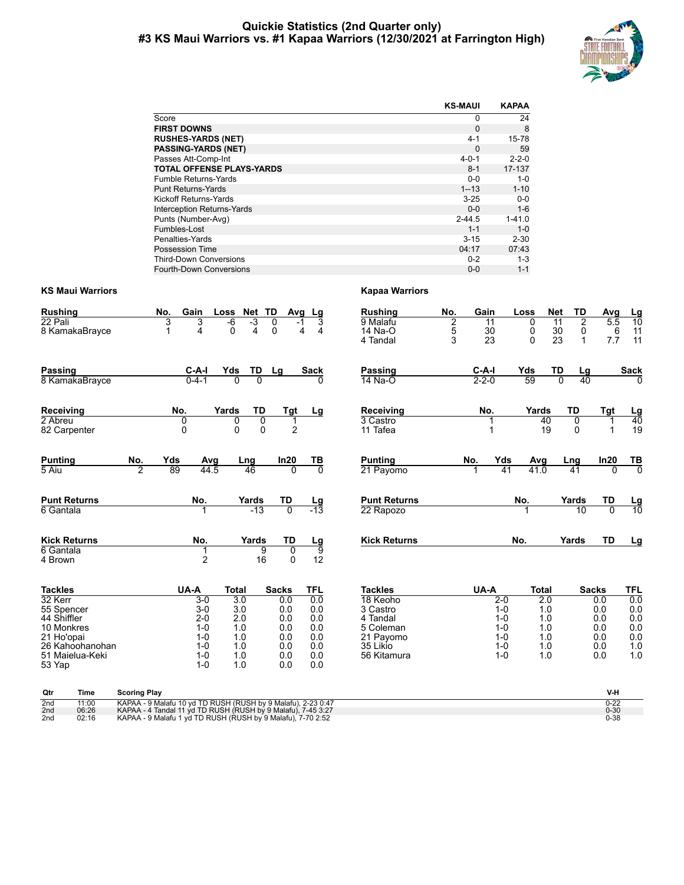# Quickie Statistics (2nd Quarter only)
## #3 KS Maui Warriors vs. #1 Kapaa Warriors (12/30/2021 at Farrington High)

| | KS-MAUI | KAPAA |
|---|---|---|
| Score | 0 | 24 |
| **FIRST DOWNS** | 0 | 8 |
| **RUSHES-YARDS (NET)** | 4-1 | 15-78 |
| **PASSING-YARDS (NET)** | 0 | 59 |
| Passes Att-Comp-Int | 4-0-1 | 2-2-0 |
| **TOTAL OFFENSE PLAYS-YARDS** | 8-1 | 17-137 |
| Fumble Returns-Yards | 0-0 | 1-0 |
| Punt Returns-Yards | 1--13 | 1-10 |
| Kickoff Returns-Yards | 3-25 | 0-0 |
| Interception Returns-Yards | 0-0 | 1-6 |
| Punts (Number-Avg) | 2-44.5 | 1-41.0 |
| Fumbles-Lost | 1-1 | 1-0 |
| Penalties-Yards | 3-15 | 2-30 |
| Possession Time | 04:17 | 07:43 |
| Third-Down Conversions | 0-2 | 1-3 |
| Fourth-Down Conversions | 0-0 | 1-1 |

### KS Maui Warriors

| Rushing | No. | Gain | Loss | Net | TD | Avg | Lg |
|---|---|---|---|---|---|---|---|
| 22 Pali | 3 | 3 | -6 | -3 | 0 | -1 | 3 |
| 8 KamakaBrayce | 1 | 4 | 0 | 4 | 0 | 4 | 4 |

| Passing | C-A-I | Yds | TD | Lg | Sack |
|---|---|---|---|---|---|
| 8 KamakaBrayce | 0-4-1 | 0 | 0 | | 0 |

| Receiving | No. | Yards | TD | Tgt | Lg |
|---|---|---|---|---|---|
| 2 Abreu | 0 | 0 | 0 | 1 | |
| 82 Carpenter | 0 | 0 | 0 | 2 | |

| Punting | No. | Yds | Avg | Lng | In20 | TB |
|---|---|---|---|---|---|---|
| 5 Aiu | 2 | 89 | 44.5 | 46 | 0 | 0 |

| Punt Returns | No. | Yards | TD | Lg |
|---|---|---|---|---|
| 6 Gantala | 1 | -13 | 0 | -13 |

| Kick Returns | No. | Yards | TD | Lg |
|---|---|---|---|---|
| 6 Gantala | 1 | 9 | 0 | 9 |
| 4 Brown | 2 | 16 | 0 | 12 |

| Tackles | UA-A | Total | Sacks | TFL |
|---|---|---|---|---|
| 32 Kerr | 3-0 | 3.0 | 0.0 | 0.0 |
| 55 Spencer | 3-0 | 3.0 | 0.0 | 0.0 |
| 44 Shiffler | 2-0 | 2.0 | 0.0 | 0.0 |
| 10 Monkres | 1-0 | 1.0 | 0.0 | 0.0 |
| 21 Ho'opai | 1-0 | 1.0 | 0.0 | 0.0 |
| 26 Kahoohanohan | 1-0 | 1.0 | 0.0 | 0.0 |
| 51 Maielua-Keki | 1-0 | 1.0 | 0.0 | 0.0 |
| 53 Yap | 1-0 | 1.0 | 0.0 | 0.0 |

### Kapaa Warriors

| Rushing | No. | Gain | Loss | Net | TD | Avg | Lg |
|---|---|---|---|---|---|---|---|
| 9 Malafu | 2 | 11 | 0 | 11 | 2 | 5.5 | 10 |
| 14 Na-O | 5 | 30 | 0 | 30 | 0 | 6 | 11 |
| 4 Tandal | 3 | 23 | 0 | 23 | 1 | 7.7 | 11 |

| Passing | C-A-I | Yds | TD | Lg | Sack |
|---|---|---|---|---|---|
| 14 Na-O | 2-2-0 | 59 | 0 | 40 | 0 |

| Receiving | No. | Yards | TD | Tgt | Lg |
|---|---|---|---|---|---|
| 3 Castro | 1 | 40 | 0 | 1 | 40 |
| 11 Tafea | 1 | 19 | 0 | 1 | 19 |

| Punting | No. | Yds | Avg | Lng | In20 | TB |
|---|---|---|---|---|---|---|
| 21 Payomo | 1 | 41 | 41.0 | 41 | 0 | 0 |

| Punt Returns | No. | Yards | TD | Lg |
|---|---|---|---|---|
| 22 Rapozo | 1 | 10 | 0 | 10 |

| Kick Returns | No. | Yards | TD | Lg |
|---|---|---|---|---|

| Tackles | UA-A | Total | Sacks | TFL |
|---|---|---|---|---|
| 18 Keoho | 2-0 | 2.0 | 0.0 | 0.0 |
| 3 Castro | 1-0 | 1.0 | 0.0 | 0.0 |
| 4 Tandal | 1-0 | 1.0 | 0.0 | 0.0 |
| 5 Coleman | 1-0 | 1.0 | 0.0 | 0.0 |
| 21 Payomo | 1-0 | 1.0 | 0.0 | 0.0 |
| 35 Likio | 1-0 | 1.0 | 0.0 | 1.0 |
| 56 Kitamura | 1-0 | 1.0 | 0.0 | 1.0 |

| Qtr | Time | Scoring Play | V-H |
|---|---|---|---|
| 2nd | 11:00 | KAPAA - 9 Malafu 10 yd TD RUSH (RUSH by 9 Malafu), 2-23 0:47 | 0-22 |
| 2nd | 06:26 | KAPAA - 4 Tandal 11 yd TD RUSH (RUSH by 9 Malafu), 7-45 3:27 | 0-30 |
| 2nd | 02:16 | KAPAA - 9 Malafu 1 yd TD RUSH (RUSH by 9 Malafu), 7-70 2:52 | 0-38 |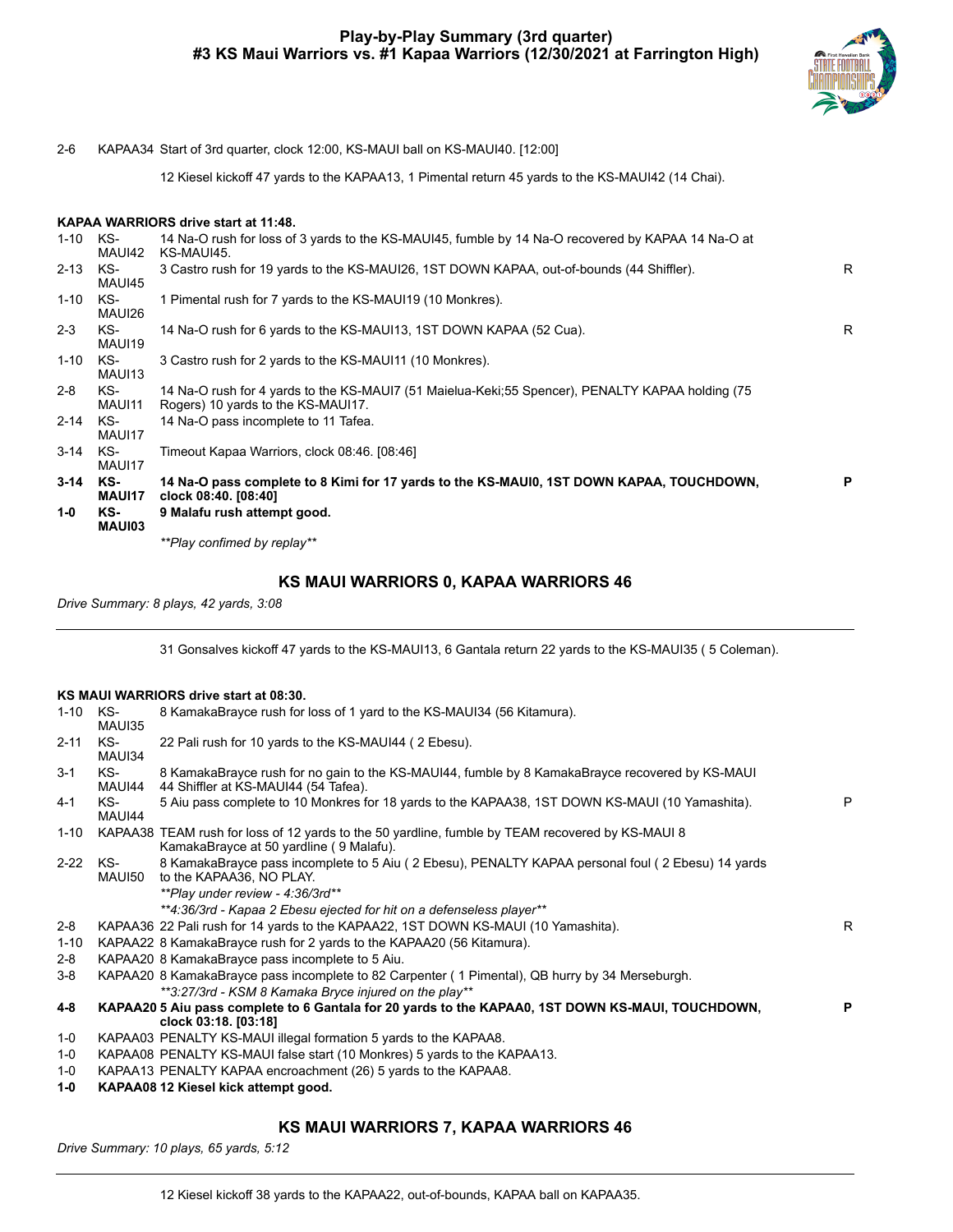# Play-by-Play Summary (3rd quarter)
## #3 KS Maui Warriors vs. #1 Kapaa Warriors (12/30/2021 at Farrington High)

| | | | |
|---|---|---|---|
| 2-6 | KAPAA34 | Start of 3rd quarter, clock 12:00, KS-MAUI ball on KS-MAUI40. [12:00] | |
| | | 12 Kiesel kickoff 47 yards to the KAPAA13, 1 Pimental return 45 yards to the KS-MAUI42 (14 Chai). | |

**KAPAA WARRIORS drive start at 11:48.**

| | | | |
|---|---|---|---|
| 1-10 | KS-MAUI42 | 14 Na-O rush for loss of 3 yards to the KS-MAUI45, fumble by 14 Na-O recovered by KAPAA 14 Na-O at KS-MAUI45. | |
| 2-13 | KS-MAUI45 | 3 Castro rush for 19 yards to the KS-MAUI26, 1ST DOWN KAPAA, out-of-bounds (44 Shiffler). | R |
| 1-10 | KS-MAUI26 | 1 Pimental rush for 7 yards to the KS-MAUI19 (10 Monkres). | |
| 2-3 | KS-MAUI19 | 14 Na-O rush for 6 yards to the KS-MAUI13, 1ST DOWN KAPAA (52 Cua). | R |
| 1-10 | KS-MAUI13 | 3 Castro rush for 2 yards to the KS-MAUI11 (10 Monkres). | |
| 2-8 | KS-MAUI11 | 14 Na-O rush for 4 yards to the KS-MAUI7 (51 Maielua-Keki;55 Spencer), PENALTY KAPAA holding (75 Rogers) 10 yards to the KS-MAUI17. | |
| 2-14 | KS-MAUI17 | 14 Na-O pass incomplete to 11 Tafea. | |
| 3-14 | KS-MAUI17 | Timeout Kapaa Warriors, clock 08:46. [08:46] | |
| **3-14** | **KS-MAUI17** | **14 Na-O pass complete to 8 Kimi for 17 yards to the KS-MAUI0, 1ST DOWN KAPAA, TOUCHDOWN, clock 08:40. [08:40]** | **P** |
| **1-0** | **KS-MAUI03** | **9 Malafu rush attempt good.** | |
| | | *\*\*Play confirmed by replay\*\** | |

### KS MAUI WARRIORS 0, KAPAA WARRIORS 46

*Drive Summary: 8 plays, 42 yards, 3:08*

31 Gonsalves kickoff 47 yards to the KS-MAUI13, 6 Gantala return 22 yards to the KS-MAUI35 ( 5 Coleman).

**KS MAUI WARRIORS drive start at 08:30.**

| | | | |
|---|---|---|---|
| 1-10 | KS-MAUI35 | 8 KamakaBrayce rush for loss of 1 yard to the KS-MAUI34 (56 Kitamura). | |
| 2-11 | KS-MAUI34 | 22 Pali rush for 10 yards to the KS-MAUI44 ( 2 Ebesu). | |
| 3-1 | KS-MAUI44 | 8 KamakaBrayce rush for no gain to the KS-MAUI44, fumble by 8 KamakaBrayce recovered by KS-MAUI 44 Shiffler at KS-MAUI44 (54 Tafea). | |
| 4-1 | KS-MAUI44 | 5 Aiu pass complete to 10 Monkres for 18 yards to the KAPAA38, 1ST DOWN KS-MAUI (10 Yamashita). | P |
| 1-10 | KAPAA38 | TEAM rush for loss of 12 yards to the 50 yardline, fumble by TEAM recovered by KS-MAUI 8 KamakaBrayce at 50 yardline ( 9 Malafu). | |
| 2-22 | KS-MAUI50 | 8 KamakaBrayce pass incomplete to 5 Aiu ( 2 Ebesu), PENALTY KAPAA personal foul ( 2 Ebesu) 14 yards to the KAPAA36, NO PLAY. | |
| | | *\*\*Play under review - 4:36/3rd\*\** | |
| | | *\*\*4:36/3rd - Kapaa 2 Ebesu ejected for hit on a defenseless player\*\** | |
| 2-8 | KAPAA36 | 22 Pali rush for 14 yards to the KAPAA22, 1ST DOWN KS-MAUI (10 Yamashita). | R |
| 1-10 | KAPAA22 | 8 KamakaBrayce rush for 2 yards to the KAPAA20 (56 Kitamura). | |
| 2-8 | KAPAA20 | 8 KamakaBrayce pass incomplete to 5 Aiu. | |
| 3-8 | KAPAA20 | 8 KamakaBrayce pass incomplete to 82 Carpenter ( 1 Pimental), QB hurry by 34 Merseburgh. | |
| | | *\*\*3:27/3rd - KSM 8 Kamaka Bryce injured on the play\*\** | |
| **4-8** | **KAPAA20** | **5 Aiu pass complete to 6 Gantala for 20 yards to the KAPAA0, 1ST DOWN KS-MAUI, TOUCHDOWN, clock 03:18. [03:18]** | **P** |
| 1-0 | KAPAA03 | PENALTY KS-MAUI illegal formation 5 yards to the KAPAA8. | |
| 1-0 | KAPAA08 | PENALTY KS-MAUI false start (10 Monkres) 5 yards to the KAPAA13. | |
| 1-0 | KAPAA13 | PENALTY KAPAA encroachment (26) 5 yards to the KAPAA8. | |
| **1-0** | **KAPAA08** | **12 Kiesel kick attempt good.** | |

### KS MAUI WARRIORS 7, KAPAA WARRIORS 46

*Drive Summary: 10 plays, 65 yards, 5:12*

12 Kiesel kickoff 38 yards to the KAPAA22, out-of-bounds, KAPAA ball on KAPAA35.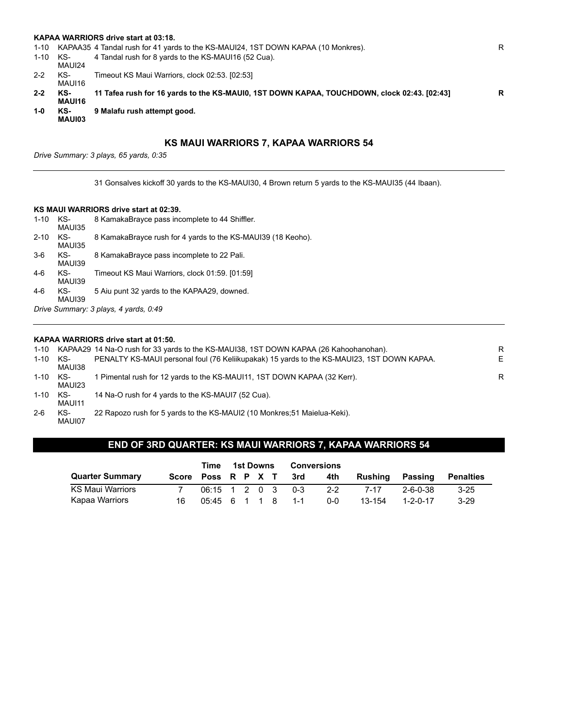**KAPAA WARRIORS drive start at 03:18.**

| Down | Spot | Play | |
|---|---|---|---|
| 1-10 | KAPAA35 | 4 Tandal rush for 41 yards to the KS-MAUI24, 1ST DOWN KAPAA (10 Monkres). | R |
| 1-10 | KS-MAUI24 | 4 Tandal rush for 8 yards to the KS-MAUI16 (52 Cua). | |
| 2-2 | KS-MAUI16 | Timeout KS Maui Warriors, clock 02:53. [02:53] | |
| **2-2** | **KS-MAUI16** | **11 Tafea rush for 16 yards to the KS-MAUI0, 1ST DOWN KAPAA, TOUCHDOWN, clock 02:43. [02:43]** | **R** |
| **1-0** | **KS-MAUI03** | **9 Malafu rush attempt good.** | |

### KS MAUI WARRIORS 7, KAPAA WARRIORS 54

*Drive Summary: 3 plays, 65 yards, 0:35*

---

31 Gonsalves kickoff 30 yards to the KS-MAUI30, 4 Brown return 5 yards to the KS-MAUI35 (44 Ibaan).

**KS MAUI WARRIORS drive start at 02:39.**

| Down | Spot | Play |
|---|---|---|
| 1-10 | KS-MAUI35 | 8 KamakaBrayce pass incomplete to 44 Shiffler. |
| 2-10 | KS-MAUI35 | 8 KamakaBrayce rush for 4 yards to the KS-MAUI39 (18 Keoho). |
| 3-6 | KS-MAUI39 | 8 KamakaBrayce pass incomplete to 22 Pali. |
| 4-6 | KS-MAUI39 | Timeout KS Maui Warriors, clock 01:59. [01:59] |
| 4-6 | KS-MAUI39 | 5 Aiu punt 32 yards to the KAPAA29, downed. |

*Drive Summary: 3 plays, 4 yards, 0:49*

---

**KAPAA WARRIORS drive start at 01:50.**

| Down | Spot | Play | |
|---|---|---|---|
| 1-10 | KAPAA29 | 14 Na-O rush for 33 yards to the KS-MAUI38, 1ST DOWN KAPAA (26 Kahoohanohan). | R |
| 1-10 | KS-MAUI38 | PENALTY KS-MAUI personal foul (76 Keliikupakak) 15 yards to the KS-MAUI23, 1ST DOWN KAPAA. | E |
| 1-10 | KS-MAUI23 | 1 Pimental rush for 12 yards to the KS-MAUI11, 1ST DOWN KAPAA (32 Kerr). | R |
| 1-10 | KS-MAUI11 | 14 Na-O rush for 4 yards to the KS-MAUI7 (52 Cua). | |
| 2-6 | KS-MAUI07 | 22 Rapozo rush for 5 yards to the KS-MAUI2 (10 Monkres;51 Maielua-Keki). | |

## END OF 3RD QUARTER: KS MAUI WARRIORS 7, KAPAA WARRIORS 54

| Quarter Summary | Score | Time Poss | 1st Downs R | P | X | T | Conversions 3rd | 4th | Rushing | Passing | Penalties |
|---|---|---|---|---|---|---|---|---|---|---|---|
| KS Maui Warriors | 7 | 06:15 | 1 | 2 | 0 | 3 | 0-3 | 2-2 | 7-17 | 2-6-0-38 | 3-25 |
| Kapaa Warriors | 16 | 05:45 | 6 | 1 | 1 | 8 | 1-1 | 0-0 | 13-154 | 1-2-0-17 | 3-29 |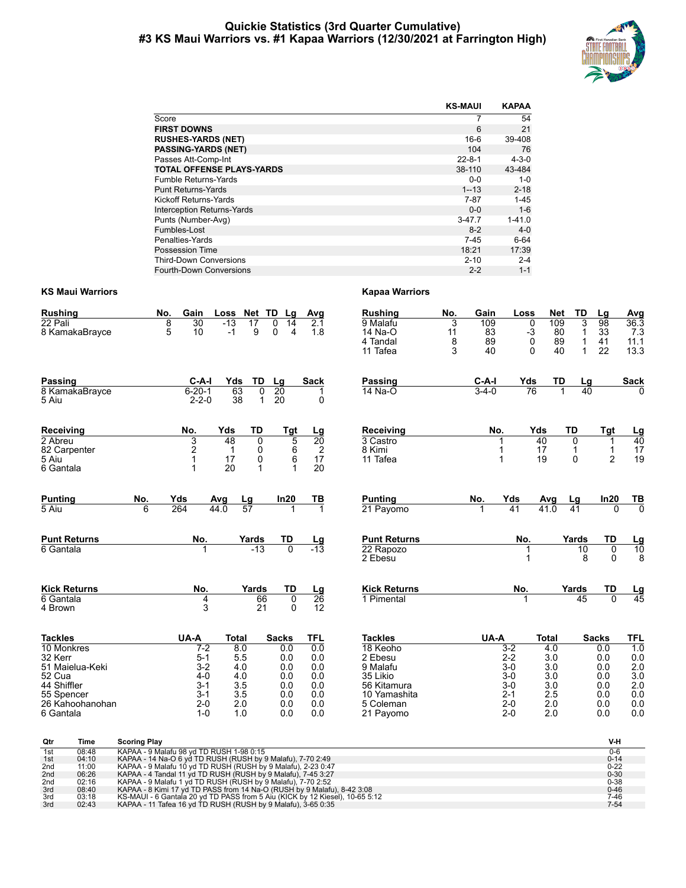# Quickie Statistics (3rd Quarter Cumulative)
## #3 KS Maui Warriors vs. #1 Kapaa Warriors (12/30/2021 at Farrington High)

| | KS-MAUI | KAPAA |
|---|---|---|
| Score | 7 | 54 |
| **FIRST DOWNS** | 6 | 21 |
| **RUSHES-YARDS (NET)** | 16-6 | 39-408 |
| **PASSING-YARDS (NET)** | 104 | 76 |
| Passes Att-Comp-Int | 22-8-1 | 4-3-0 |
| **TOTAL OFFENSE PLAYS-YARDS** | 38-110 | 43-484 |
| Fumble Returns-Yards | 0-0 | 1-0 |
| Punt Returns-Yards | 1--13 | 2-18 |
| Kickoff Returns-Yards | 7-87 | 1-45 |
| Interception Returns-Yards | 0-0 | 1-6 |
| Punts (Number-Avg) | 3-47.7 | 1-41.0 |
| Fumbles-Lost | 8-2 | 4-0 |
| Penalties-Yards | 7-45 | 6-64 |
| Possession Time | 18:21 | 17:39 |
| Third-Down Conversions | 2-10 | 2-4 |
| Fourth-Down Conversions | 2-2 | 1-1 |

### KS Maui Warriors

| Rushing | No. | Gain | Loss | Net | TD | Lg | Avg |
|---|---|---|---|---|---|---|---|
| 22 Pali | 8 | 30 | -13 | 17 | 0 | 14 | 2.1 |
| 8 KamakaBrayce | 5 | 10 | -1 | 9 | 0 | 4 | 1.8 |

| Passing | C-A-I | Yds | TD | Lg | Sack |
|---|---|---|---|---|---|
| 8 KamakaBrayce | 6-20-1 | 63 | 0 | 20 | 1 |
| 5 Aiu | 2-2-0 | 38 | 1 | 20 | 0 |

| Receiving | No. | Yds | TD | Tgt | Lg |
|---|---|---|---|---|---|
| 2 Abreu | 3 | 48 | 0 | 5 | 20 |
| 82 Carpenter | 2 | 1 | 0 | 6 | 2 |
| 5 Aiu | 1 | 17 | 0 | 6 | 17 |
| 6 Gantala | 1 | 20 | 1 | 1 | 20 |

| Punting | No. | Yds | Avg | Lg | In20 | TB |
|---|---|---|---|---|---|---|
| 5 Aiu | 6 | 264 | 44.0 | 57 | 1 | 1 |

| Punt Returns | No. | Yards | TD | Lg |
|---|---|---|---|---|
| 6 Gantala | 1 | -13 | 0 | -13 |

| Kick Returns | No. | Yards | TD | Lg |
|---|---|---|---|---|
| 6 Gantala | 4 | 66 | 0 | 26 |
| 4 Brown | 3 | 21 | 0 | 12 |

| Tackles | UA-A | Total | Sacks | TFL |
|---|---|---|---|---|
| 10 Monkres | 7-2 | 8.0 | 0.0 | 0.0 |
| 32 Kerr | 5-1 | 5.5 | 0.0 | 0.0 |
| 51 Maielua-Keki | 3-2 | 4.0 | 0.0 | 0.0 |
| 52 Cua | 4-0 | 4.0 | 0.0 | 0.0 |
| 44 Shiffler | 3-1 | 3.5 | 0.0 | 0.0 |
| 55 Spencer | 3-1 | 3.5 | 0.0 | 0.0 |
| 26 Kahoohanohan | 2-0 | 2.0 | 0.0 | 0.0 |
| 6 Gantala | 1-0 | 1.0 | 0.0 | 0.0 |

### Kapaa Warriors

| Rushing | No. | Gain | Loss | Net | TD | Lg | Avg |
|---|---|---|---|---|---|---|---|
| 9 Malafu | 3 | 109 | 0 | 109 | 3 | 98 | 36.3 |
| 14 Na-O | 11 | 83 | -3 | 80 | 1 | 33 | 7.3 |
| 4 Tandal | 8 | 89 | 0 | 89 | 1 | 41 | 11.1 |
| 11 Tafea | 3 | 40 | 0 | 40 | 1 | 22 | 13.3 |

| Passing | C-A-I | Yds | TD | Lg | Sack |
|---|---|---|---|---|---|
| 14 Na-O | 3-4-0 | 76 | 1 | 40 | 0 |

| Receiving | No. | Yds | TD | Tgt | Lg |
|---|---|---|---|---|---|
| 3 Castro | 1 | 40 | 0 | 1 | 40 |
| 8 Kimi | 1 | 17 | 1 | 1 | 17 |
| 11 Tafea | 1 | 19 | 0 | 2 | 19 |

| Punting | No. | Yds | Avg | Lg | In20 | TB |
|---|---|---|---|---|---|---|
| 21 Payomo | 1 | 41 | 41.0 | 41 | 0 | 0 |

| Punt Returns | No. | Yards | TD | Lg |
|---|---|---|---|---|
| 22 Rapozo | 1 | 10 | 0 | 10 |
| 2 Ebesu | 1 | 8 | 0 | 8 |

| Kick Returns | No. | Yards | TD | Lg |
|---|---|---|---|---|
| 1 Pimental | 1 | 45 | 0 | 45 |

| Tackles | UA-A | Total | Sacks | TFL |
|---|---|---|---|---|
| 18 Keoho | 3-2 | 4.0 | 0.0 | 1.0 |
| 2 Ebesu | 2-2 | 3.0 | 0.0 | 0.0 |
| 9 Malafu | 3-0 | 3.0 | 0.0 | 2.0 |
| 35 Likio | 3-0 | 3.0 | 0.0 | 3.0 |
| 56 Kitamura | 3-0 | 3.0 | 0.0 | 2.0 |
| 10 Yamashita | 2-1 | 2.5 | 0.0 | 0.0 |
| 5 Coleman | 2-0 | 2.0 | 0.0 | 0.0 |
| 21 Payomo | 2-0 | 2.0 | 0.0 | 0.0 |

| Qtr | Time | Scoring Play | V-H |
|---|---|---|---|
| 1st | 08:48 | KAPAA - 9 Malafu 98 yd TD RUSH 1-98 0:15 | 0-6 |
| 1st | 04:10 | KAPAA - 14 Na-O 6 yd TD RUSH (RUSH by 9 Malafu), 7-70 2:49 | 0-14 |
| 2nd | 11:00 | KAPAA - 9 Malafu 10 yd TD RUSH (RUSH by 9 Malafu), 2-23 0:47 | 0-22 |
| 2nd | 06:26 | KAPAA - 4 Tandal 11 yd TD RUSH (RUSH by 9 Malafu), 7-45 3:27 | 0-30 |
| 2nd | 02:16 | KAPAA - 9 Malafu 1 yd TD RUSH (RUSH by 9 Malafu), 7-70 2:52 | 0-38 |
| 3rd | 08:40 | KAPAA - 8 Kimi 17 yd TD PASS from 14 Na-O (RUSH by 9 Malafu), 8-42 3:08 | 0-46 |
| 3rd | 03:18 | KS-MAUI - 6 Gantala 20 yd TD PASS from 5 Aiu (KICK by 12 Kiesel), 10-65 5:12 | 7-46 |
| 3rd | 02:43 | KAPAA - 11 Tafea 16 yd TD RUSH (RUSH by 9 Malafu), 3-65 0:35 | 7-54 |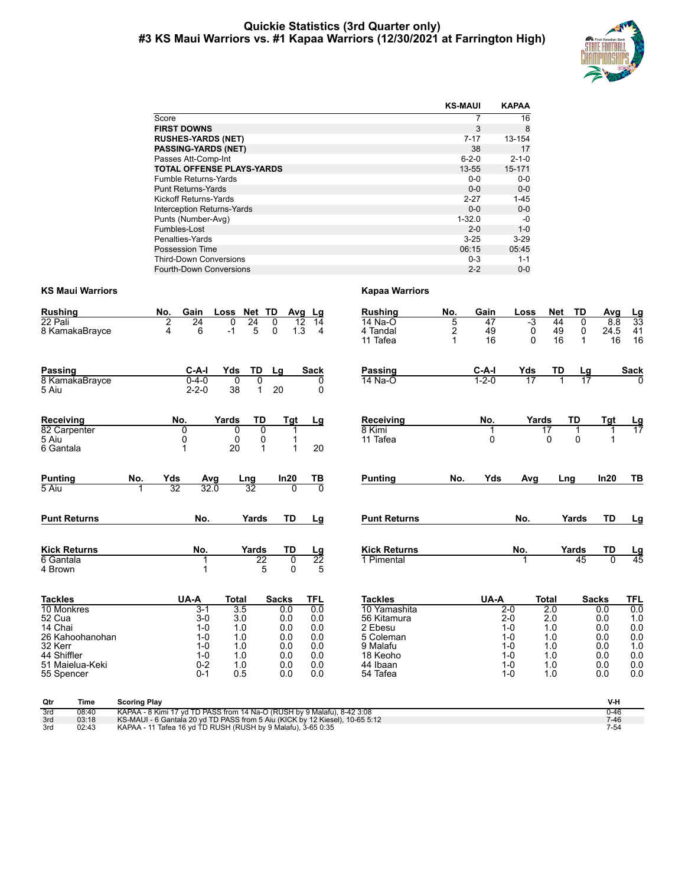# Quickie Statistics (3rd Quarter only)
## #3 KS Maui Warriors vs. #1 Kapaa Warriors (12/30/2021 at Farrington High)

| | KS-MAUI | KAPAA |
|---|---|---|
| Score | 7 | 16 |
| **FIRST DOWNS** | 3 | 8 |
| **RUSHES-YARDS (NET)** | 7-17 | 13-154 |
| **PASSING-YARDS (NET)** | 38 | 17 |
| Passes Att-Comp-Int | 6-2-0 | 2-1-0 |
| **TOTAL OFFENSE PLAYS-YARDS** | 13-55 | 15-171 |
| Fumble Returns-Yards | 0-0 | 0-0 |
| Punt Returns-Yards | 0-0 | 0-0 |
| Kickoff Returns-Yards | 2-27 | 1-45 |
| Interception Returns-Yards | 0-0 | 0-0 |
| Punts (Number-Avg) | 1-32.0 | -0 |
| Fumbles-Lost | 2-0 | 1-0 |
| Penalties-Yards | 3-25 | 3-29 |
| Possession Time | 06:15 | 05:45 |
| Third-Down Conversions | 0-3 | 1-1 |
| Fourth-Down Conversions | 2-2 | 0-0 |

### KS Maui Warriors

| Rushing | No. | Gain | Loss | Net | TD | Avg | Lg |
|---|---|---|---|---|---|---|---|
| 22 Pali | 2 | 24 | 0 | 24 | 0 | 12 | 14 |
| 8 KamakaBrayce | 4 | 6 | -1 | 5 | 0 | 1.3 | 4 |

| Passing | C-A-I | Yds | TD | Lg | Sack |
|---|---|---|---|---|---|
| 8 KamakaBrayce | 0-4-0 | 0 | 0 | | 0 |
| 5 Aiu | 2-2-0 | 38 | 1 | 20 | 0 |

| Receiving | No. | Yards | TD | Tgt | Lg |
|---|---|---|---|---|---|
| 82 Carpenter | 0 | 0 | 0 | 1 | |
| 5 Aiu | 0 | 0 | 0 | 1 | |
| 6 Gantala | 1 | 20 | 1 | 1 | 20 |

| Punting | No. | Yds | Avg | Lng | In20 | TB |
|---|---|---|---|---|---|---|
| 5 Aiu | 1 | 32 | 32.0 | 32 | 0 | 0 |

| Punt Returns | No. | Yards | TD | Lg |
|---|---|---|---|---|

| Kick Returns | No. | Yards | TD | Lg |
|---|---|---|---|---|
| 6 Gantala | 1 | 22 | 0 | 22 |
| 4 Brown | 1 | 5 | 0 | 5 |

| Tackles | UA-A | Total | Sacks | TFL |
|---|---|---|---|---|
| 10 Monkres | 3-1 | 3.5 | 0.0 | 0.0 |
| 52 Cua | 3-0 | 3.0 | 0.0 | 0.0 |
| 14 Chai | 1-0 | 1.0 | 0.0 | 0.0 |
| 26 Kahoohanohan | 1-0 | 1.0 | 0.0 | 0.0 |
| 32 Kerr | 1-0 | 1.0 | 0.0 | 0.0 |
| 44 Shiffler | 1-0 | 1.0 | 0.0 | 0.0 |
| 51 Maielua-Keki | 0-2 | 1.0 | 0.0 | 0.0 |
| 55 Spencer | 0-1 | 0.5 | 0.0 | 0.0 |

### Kapaa Warriors

| Rushing | No. | Gain | Loss | Net | TD | Avg | Lg |
|---|---|---|---|---|---|---|---|
| 14 Na-O | 5 | 47 | -3 | 44 | 0 | 8.8 | 33 |
| 4 Tandal | 2 | 49 | 0 | 49 | 0 | 24.5 | 41 |
| 11 Tafea | 1 | 16 | 0 | 16 | 1 | 16 | 16 |

| Passing | C-A-I | Yds | TD | Lg | Sack |
|---|---|---|---|---|---|
| 14 Na-O | 1-2-0 | 17 | 1 | 17 | 0 |

| Receiving | No. | Yards | TD | Tgt | Lg |
|---|---|---|---|---|---|
| 8 Kimi | 1 | 17 | 1 | 1 | 17 |
| 11 Tafea | 0 | 0 | 0 | 1 | |

| Punting | No. | Yds | Avg | Lng | In20 | TB |
|---|---|---|---|---|---|---|

| Punt Returns | No. | Yards | TD | Lg |
|---|---|---|---|---|

| Kick Returns | No. | Yards | TD | Lg |
|---|---|---|---|---|
| 1 Pimental | 1 | 45 | 0 | 45 |

| Tackles | UA-A | Total | Sacks | TFL |
|---|---|---|---|---|
| 10 Yamashita | 2-0 | 2.0 | 0.0 | 0.0 |
| 56 Kitamura | 2-0 | 2.0 | 0.0 | 1.0 |
| 2 Ebesu | 1-0 | 1.0 | 0.0 | 0.0 |
| 5 Coleman | 1-0 | 1.0 | 0.0 | 0.0 |
| 9 Malafu | 1-0 | 1.0 | 0.0 | 1.0 |
| 18 Keoho | 1-0 | 1.0 | 0.0 | 0.0 |
| 44 Ibaan | 1-0 | 1.0 | 0.0 | 0.0 |
| 54 Tafea | 1-0 | 1.0 | 0.0 | 0.0 |

| Qtr | Time | Scoring Play | V-H |
|---|---|---|---|
| 3rd | 08:40 | KAPAA - 8 Kimi 17 yd TD PASS from 14 Na-O (RUSH by 9 Malafu), 8-42 3:08 | 0-46 |
| 3rd | 03:18 | KS-MAUI - 6 Gantala 20 yd TD PASS from 5 Aiu (KICK by 12 Kiesel), 10-65 5:12 | 7-46 |
| 3rd | 02:43 | KAPAA - 11 Tafea 16 yd TD RUSH (RUSH by 9 Malafu), 3-65 0:35 | 7-54 |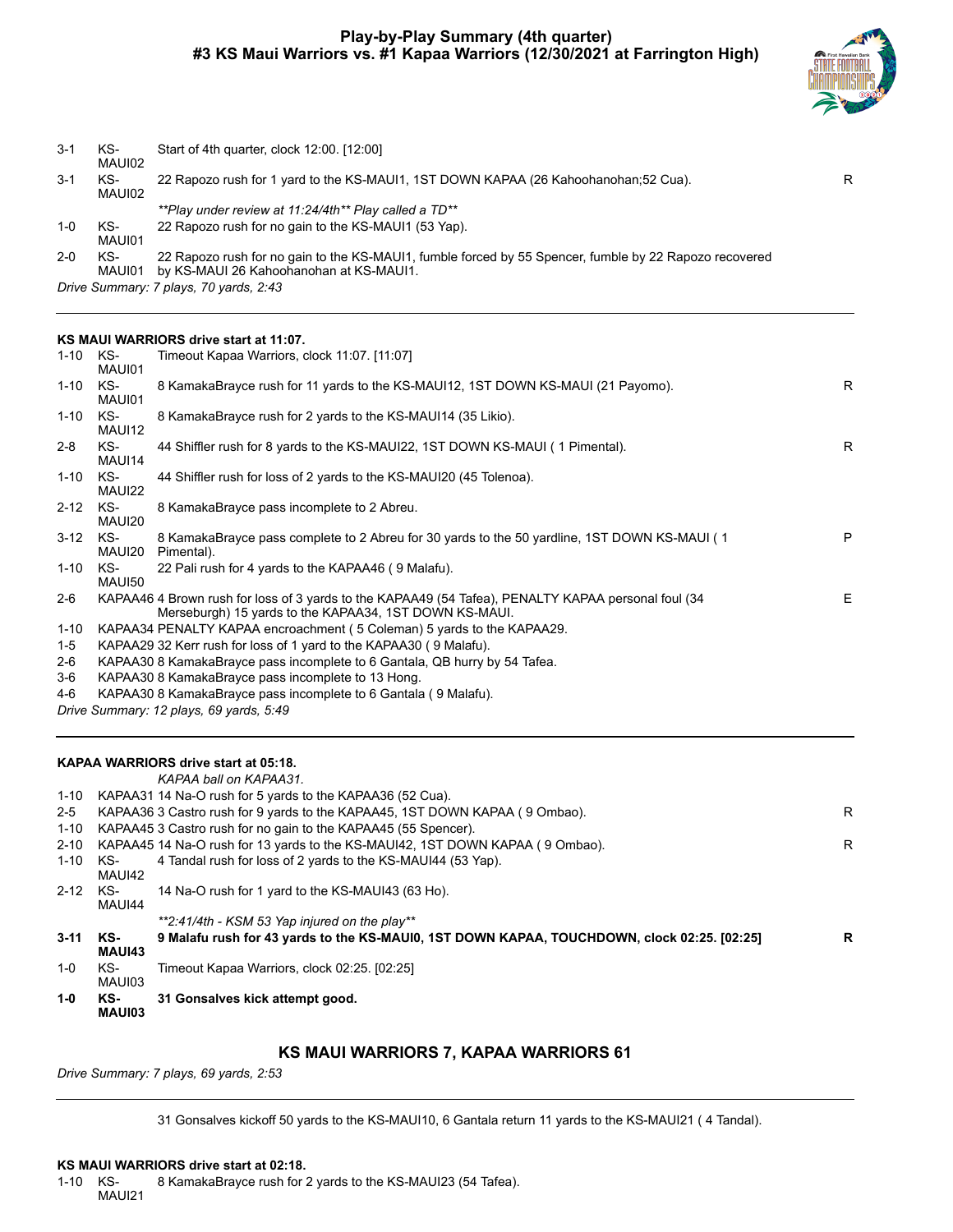# Play-by-Play Summary (4th quarter)
## #3 KS Maui Warriors vs. #1 Kapaa Warriors (12/30/2021 at Farrington High)

| Down | Spot | Play | |
|---|---|---|---|
| 3-1 | KS-MAUI02 | Start of 4th quarter, clock 12:00. [12:00] | |
| 3-1 | KS-MAUI02 | 22 Rapozo rush for 1 yard to the KS-MAUI1, 1ST DOWN KAPAA (26 Kahoohanohan;52 Cua). | R |
| | | *\*\*Play under review at 11:24/4th\*\* Play called a TD\*\** | |
| 1-0 | KS-MAUI01 | 22 Rapozo rush for no gain to the KS-MAUI1 (53 Yap). | |
| 2-0 | KS-MAUI01 | 22 Rapozo rush for no gain to the KS-MAUI1, fumble forced by 55 Spencer, fumble by 22 Rapozo recovered by KS-MAUI 26 Kahoohanohan at KS-MAUI1. | |

*Drive Summary: 7 plays, 70 yards, 2:43*

---

**KS MAUI WARRIORS drive start at 11:07.**

| Down | Spot | Play | |
|---|---|---|---|
| 1-10 | KS-MAUI01 | Timeout Kapaa Warriors, clock 11:07. [11:07] | |
| 1-10 | KS-MAUI01 | 8 KamakaBrayce rush for 11 yards to the KS-MAUI12, 1ST DOWN KS-MAUI (21 Payomo). | R |
| 1-10 | KS-MAUI12 | 8 KamakaBrayce rush for 2 yards to the KS-MAUI14 (35 Likio). | |
| 2-8 | KS-MAUI14 | 44 Shiffler rush for 8 yards to the KS-MAUI22, 1ST DOWN KS-MAUI ( 1 Pimental). | R |
| 1-10 | KS-MAUI22 | 44 Shiffler rush for loss of 2 yards to the KS-MAUI20 (45 Tolenoa). | |
| 2-12 | KS-MAUI20 | 8 KamakaBrayce pass incomplete to 2 Abreu. | |
| 3-12 | KS-MAUI20 | 8 KamakaBrayce pass complete to 2 Abreu for 30 yards to the 50 yardline, 1ST DOWN KS-MAUI ( 1 Pimental). | P |
| 1-10 | KS-MAUI50 | 22 Pali rush for 4 yards to the KAPAA46 ( 9 Malafu). | |
| 2-6 | KAPAA46 | 4 Brown rush for loss of 3 yards to the KAPAA49 (54 Tafea), PENALTY KAPAA personal foul (34 Merseburgh) 15 yards to the KAPAA34, 1ST DOWN KS-MAUI. | E |
| 1-10 | KAPAA34 | PENALTY KAPAA encroachment ( 5 Coleman) 5 yards to the KAPAA29. | |
| 1-5 | KAPAA29 | 32 Kerr rush for loss of 1 yard to the KAPAA30 ( 9 Malafu). | |
| 2-6 | KAPAA30 | 8 KamakaBrayce pass incomplete to 6 Gantala, QB hurry by 54 Tafea. | |
| 3-6 | KAPAA30 | 8 KamakaBrayce pass incomplete to 13 Hong. | |
| 4-6 | KAPAA30 | 8 KamakaBrayce pass incomplete to 6 Gantala ( 9 Malafu). | |

*Drive Summary: 12 plays, 69 yards, 5:49*

---

**KAPAA WARRIORS drive start at 05:18.**

*KAPAA ball on KAPAA31.*

| Down | Spot | Play | |
|---|---|---|---|
| 1-10 | KAPAA31 | 14 Na-O rush for 5 yards to the KAPAA36 (52 Cua). | |
| 2-5 | KAPAA36 | 3 Castro rush for 9 yards to the KAPAA45, 1ST DOWN KAPAA ( 9 Ombao). | R |
| 1-10 | KAPAA45 | 3 Castro rush for no gain to the KAPAA45 (55 Spencer). | |
| 2-10 | KAPAA45 | 14 Na-O rush for 13 yards to the KS-MAUI42, 1ST DOWN KAPAA ( 9 Ombao). | R |
| 1-10 | KS-MAUI42 | 4 Tandal rush for loss of 2 yards to the KS-MAUI44 (53 Yap). | |
| 2-12 | KS-MAUI44 | 14 Na-O rush for 1 yard to the KS-MAUI43 (63 Ho). | |
| | | *\*\*2:41/4th - KSM 53 Yap injured on the play\*\** | |
| **3-11** | **KS-MAUI43** | **9 Malafu rush for 43 yards to the KS-MAUI0, 1ST DOWN KAPAA, TOUCHDOWN, clock 02:25. [02:25]** | **R** |
| 1-0 | KS-MAUI03 | Timeout Kapaa Warriors, clock 02:25. [02:25] | |
| **1-0** | **KS-MAUI03** | **31 Gonsalves kick attempt good.** | |

### KS MAUI WARRIORS 7, KAPAA WARRIORS 61

*Drive Summary: 7 plays, 69 yards, 2:53*

---

31 Gonsalves kickoff 50 yards to the KS-MAUI10, 6 Gantala return 11 yards to the KS-MAUI21 ( 4 Tandal).

**KS MAUI WARRIORS drive start at 02:18.**

| Down | Spot | Play | |
|---|---|---|---|
| 1-10 | KS-MAUI21 | 8 KamakaBrayce rush for 2 yards to the KS-MAUI23 (54 Tafea). | |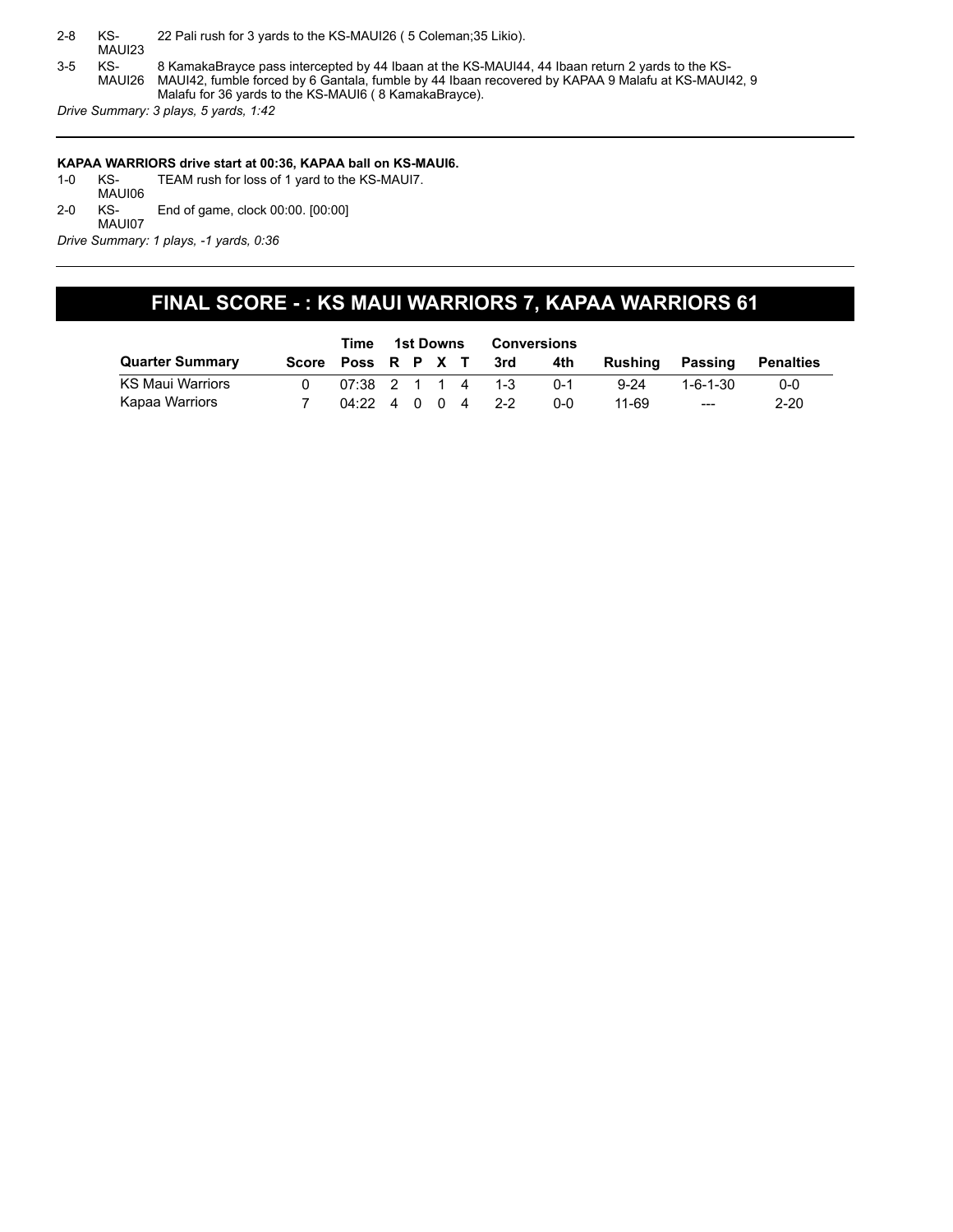| | | |
|---|---|---|
| 2-8 | KS-MAUI23 | 22 Pali rush for 3 yards to the KS-MAUI26 ( 5 Coleman;35 Likio). |
| 3-5 | KS-MAUI26 | 8 KamakaBrayce pass intercepted by 44 Ibaan at the KS-MAUI44, 44 Ibaan return 2 yards to the KS-MAUI42, fumble forced by 6 Gantala, fumble by 44 Ibaan recovered by KAPAA 9 Malafu at KS-MAUI42, 9 Malafu for 36 yards to the KS-MAUI6 ( 8 KamakaBrayce). |

*Drive Summary: 3 plays, 5 yards, 1:42*

---

**KAPAA WARRIORS drive start at 00:36, KAPAA ball on KS-MAUI6.**

| | | |
|---|---|---|
| 1-0 | KS-MAUI06 | TEAM rush for loss of 1 yard to the KS-MAUI7. |
| 2-0 | KS-MAUI07 | End of game, clock 00:00. [00:00] |

*Drive Summary: 1 plays, -1 yards, 0:36*

---

## FINAL SCORE - : KS MAUI WARRIORS 7, KAPAA WARRIORS 61

| | | Time | 1st Downs | | | | Conversions | | | | |
|---|---|---|---|---|---|---|---|---|---|---|---|
| **Quarter Summary** | **Score** | **Poss** | **R** | **P** | **X** | **T** | **3rd** | **4th** | **Rushing** | **Passing** | **Penalties** |
| KS Maui Warriors | 0 | 07:38 | 2 | 1 | 1 | 4 | 1-3 | 0-1 | 9-24 | 1-6-1-30 | 0-0 |
| Kapaa Warriors | 7 | 04:22 | 4 | 0 | 0 | 4 | 2-2 | 0-0 | 11-69 | --- | 2-20 |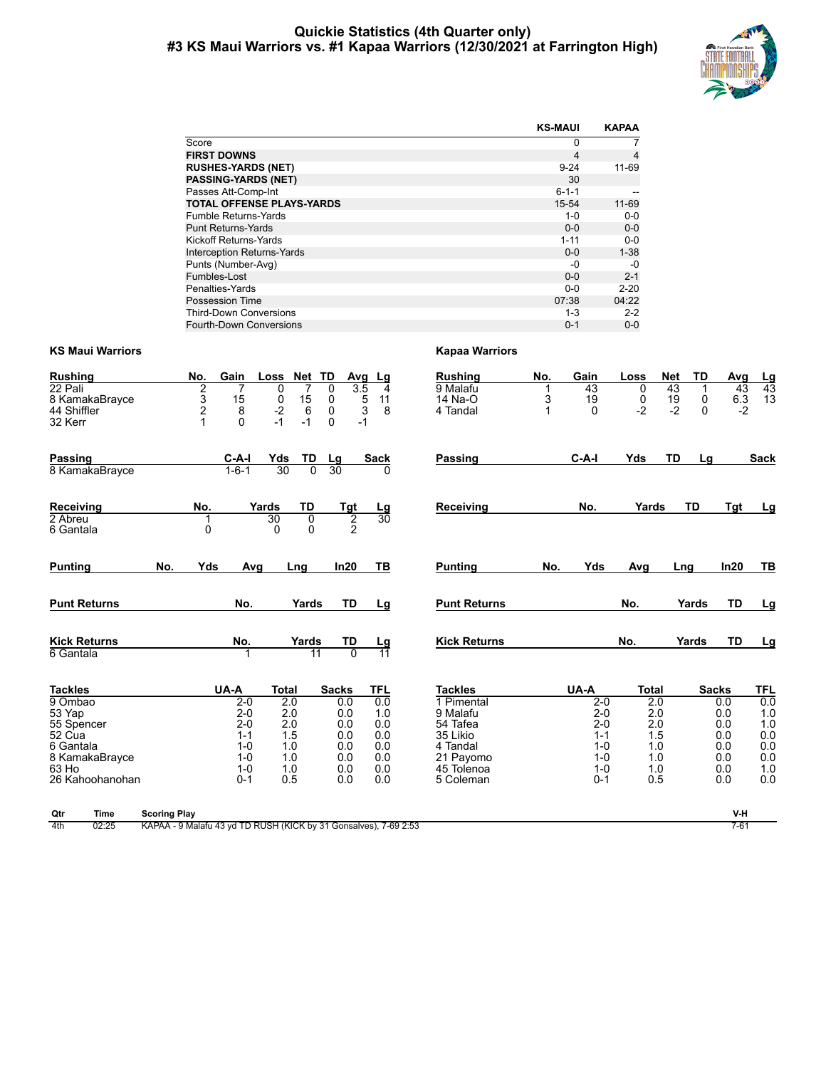# Quickie Statistics (4th Quarter only)
## #3 KS Maui Warriors vs. #1 Kapaa Warriors (12/30/2021 at Farrington High)

| | KS-MAUI | KAPAA |
|---|---|---|
| Score | 0 | 7 |
| **FIRST DOWNS** | 4 | 4 |
| **RUSHES-YARDS (NET)** | 9-24 | 11-69 |
| **PASSING-YARDS (NET)** | 30 | |
| Passes Att-Comp-Int | 6-1-1 | -- |
| **TOTAL OFFENSE PLAYS-YARDS** | 15-54 | 11-69 |
| Fumble Returns-Yards | 1-0 | 0-0 |
| Punt Returns-Yards | 0-0 | 0-0 |
| Kickoff Returns-Yards | 1-11 | 0-0 |
| Interception Returns-Yards | 0-0 | 1-38 |
| Punts (Number-Avg) | -0 | -0 |
| Fumbles-Lost | 0-0 | 2-1 |
| Penalties-Yards | 0-0 | 2-20 |
| Possession Time | 07:38 | 04:22 |
| Third-Down Conversions | 1-3 | 2-2 |
| Fourth-Down Conversions | 0-1 | 0-0 |

### KS Maui Warriors

| Rushing | No. | Gain | Loss | Net | TD | Avg | Lg |
|---|---|---|---|---|---|---|---|
| 22 Pali | 2 | 7 | 0 | 7 | 0 | 3.5 | 4 |
| 8 KamakaBrayce | 3 | 15 | 0 | 15 | 0 | 5 | 11 |
| 44 Shiffler | 2 | 8 | -2 | 6 | 0 | 3 | 8 |
| 32 Kerr | 1 | 0 | -1 | -1 | 0 | -1 | |

| Passing | C-A-I | Yds | TD | Lg | Sack |
|---|---|---|---|---|---|
| 8 KamakaBrayce | 1-6-1 | 30 | 0 | 30 | 0 |

| Receiving | No. | Yards | TD | Tgt | Lg |
|---|---|---|---|---|---|
| 2 Abreu | 1 | 30 | 0 | 2 | 30 |
| 6 Gantala | 0 | 0 | 0 | 2 | |

| Punting | No. | Yds | Avg | Lng | In20 | TB |
|---|---|---|---|---|---|---|

| Punt Returns | No. | Yards | TD | Lg |
|---|---|---|---|---|

| Kick Returns | No. | Yards | TD | Lg |
|---|---|---|---|---|
| 6 Gantala | 1 | 11 | 0 | 11 |

| Tackles | UA-A | Total | Sacks | TFL |
|---|---|---|---|---|
| 9 Ombao | 2-0 | 2.0 | 0.0 | 0.0 |
| 53 Yap | 2-0 | 2.0 | 0.0 | 1.0 |
| 55 Spencer | 2-0 | 2.0 | 0.0 | 0.0 |
| 52 Cua | 1-1 | 1.5 | 0.0 | 0.0 |
| 6 Gantala | 1-0 | 1.0 | 0.0 | 0.0 |
| 8 KamakaBrayce | 1-0 | 1.0 | 0.0 | 0.0 |
| 63 Ho | 1-0 | 1.0 | 0.0 | 0.0 |
| 26 Kahoohanohan | 0-1 | 0.5 | 0.0 | 0.0 |

### Kapaa Warriors

| Rushing | No. | Gain | Loss | Net | TD | Avg | Lg |
|---|---|---|---|---|---|---|---|
| 9 Malafu | 1 | 43 | 0 | 43 | 1 | 43 | 43 |
| 14 Na-O | 3 | 19 | 0 | 19 | 0 | 6.3 | 13 |
| 4 Tandal | 1 | 0 | -2 | -2 | 0 | -2 | |

| Passing | C-A-I | Yds | TD | Lg | Sack |
|---|---|---|---|---|---|

| Receiving | No. | Yards | TD | Tgt | Lg |
|---|---|---|---|---|---|

| Punting | No. | Yds | Avg | Lng | In20 | TB |
|---|---|---|---|---|---|---|

| Punt Returns | No. | Yards | TD | Lg |
|---|---|---|---|---|

| Kick Returns | No. | Yards | TD | Lg |
|---|---|---|---|---|

| Tackles | UA-A | Total | Sacks | TFL |
|---|---|---|---|---|
| 1 Pimental | 2-0 | 2.0 | 0.0 | 0.0 |
| 9 Malafu | 2-0 | 2.0 | 0.0 | 1.0 |
| 54 Tafea | 2-0 | 2.0 | 0.0 | 1.0 |
| 35 Likio | 1-1 | 1.5 | 0.0 | 0.0 |
| 4 Tandal | 1-0 | 1.0 | 0.0 | 0.0 |
| 21 Payomo | 1-0 | 1.0 | 0.0 | 0.0 |
| 45 Tolenoa | 1-0 | 1.0 | 0.0 | 1.0 |
| 5 Coleman | 0-1 | 0.5 | 0.0 | 0.0 |

| Qtr | Time | Scoring Play | V-H |
|---|---|---|---|
| 4th | 02:25 | KAPAA - 9 Malafu 43 yd TD RUSH (KICK by 31 Gonsalves), 7-69 2:53 | 7-61 |